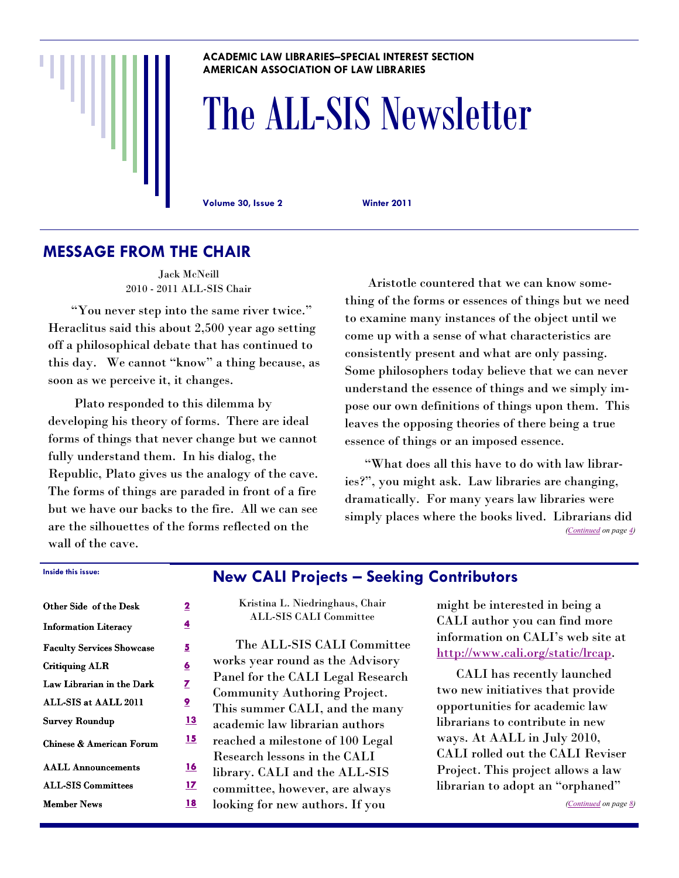**ACADEMIC LAW LIBRARIES—SPECIAL INTEREST SECTION**
**AMERICAN ASSOCIATION OF LAW LIBRARIES**

# The ALL-SIS Newsletter

**Volume 30, Issue 2** **Winter 2011**

## MESSAGE FROM THE CHAIR

Jack McNeill
2010 - 2011 ALL-SIS Chair

"You never step into the same river twice." Heraclitus said this about 2,500 year ago setting off a philosophical debate that has continued to this day. We cannot "know" a thing because, as soon as we perceive it, it changes.

Plato responded to this dilemma by developing his theory of forms. There are ideal forms of things that never change but we cannot fully understand them. In his dialog, the Republic, Plato gives us the analogy of the cave. The forms of things are paraded in front of a fire but we have our backs to the fire. All we can see are the silhouettes of the forms reflected on the wall of the cave.

Aristotle countered that we can know something of the forms or essences of things but we need to examine many instances of the object until we come up with a sense of what characteristics are consistently present and what are only passing. Some philosophers today believe that we can never understand the essence of things and we simply impose our own definitions of things upon them. This leaves the opposing theories of there being a true essence of things or an imposed essence.

"What does all this have to do with law libraries?", you might ask. Law libraries are changing, dramatically. For many years law libraries were simply places where the books lived. Librarians did

*(Continued on page 4)*

**Inside this issue:**

| | |
|---|---|
| Other Side of the Desk | 2 |
| Information Literacy | 4 |
| Faculty Services Showcase | 5 |
| Critiquing ALR | 6 |
| Law Librarian in the Dark | 7 |
| ALL-SIS at AALL 2011 | 9 |
| Survey Roundup | 13 |
| Chinese & American Forum | 15 |
| AALL Announcements | 16 |
| ALL-SIS Committees | 17 |
| Member News | 18 |

## New CALI Projects – Seeking Contributors

Kristina L. Niedringhaus, Chair
ALL-SIS CALI Committee

The ALL-SIS CALI Committee works year round as the Advisory Panel for the CALI Legal Research Community Authoring Project. This summer CALI, and the many academic law librarian authors reached a milestone of 100 Legal Research lessons in the CALI library. CALI and the ALL-SIS committee, however, are always looking for new authors. If you might be interested in being a CALI author you can find more information on CALI's web site at http://www.cali.org/static/lrcap.

CALI has recently launched two new initiatives that provide opportunities for academic law librarians to contribute in new ways. At AALL in July 2010, CALI rolled out the CALI Reviser Project. This project allows a law librarian to adopt an "orphaned"

*(Continued on page 8)*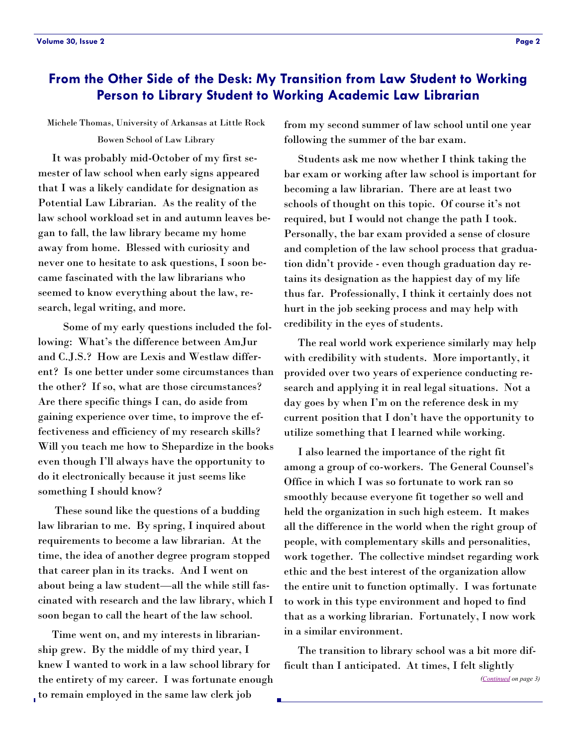## From the Other Side of the Desk: My Transition from Law Student to Working Person to Library Student to Working Academic Law Librarian

Michele Thomas, University of Arkansas at Little Rock

Bowen School of Law Library

It was probably mid-October of my first semester of law school when early signs appeared that I was a likely candidate for designation as Potential Law Librarian. As the reality of the law school workload set in and autumn leaves began to fall, the law library became my home away from home. Blessed with curiosity and never one to hesitate to ask questions, I soon became fascinated with the law librarians who seemed to know everything about the law, research, legal writing, and more.

Some of my early questions included the following: What's the difference between AmJur and C.J.S.? How are Lexis and Westlaw different? Is one better under some circumstances than the other? If so, what are those circumstances? Are there specific things I can, do aside from gaining experience over time, to improve the effectiveness and efficiency of my research skills? Will you teach me how to Shepardize in the books even though I'll always have the opportunity to do it electronically because it just seems like something I should know?

These sound like the questions of a budding law librarian to me. By spring, I inquired about requirements to become a law librarian. At the time, the idea of another degree program stopped that career plan in its tracks. And I went on about being a law student—all the while still fascinated with research and the law library, which I soon began to call the heart of the law school.

Time went on, and my interests in librarianship grew. By the middle of my third year, I knew I wanted to work in a law school library for the entirety of my career. I was fortunate enough to remain employed in the same law clerk job from my second summer of law school until one year following the summer of the bar exam.

Students ask me now whether I think taking the bar exam or working after law school is important for becoming a law librarian. There are at least two schools of thought on this topic. Of course it's not required, but I would not change the path I took. Personally, the bar exam provided a sense of closure and completion of the law school process that graduation didn't provide - even though graduation day retains its designation as the happiest day of my life thus far. Professionally, I think it certainly does not hurt in the job seeking process and may help with credibility in the eyes of students.

The real world work experience similarly may help with credibility with students. More importantly, it provided over two years of experience conducting research and applying it in real legal situations. Not a day goes by when I'm on the reference desk in my current position that I don't have the opportunity to utilize something that I learned while working.

I also learned the importance of the right fit among a group of co-workers. The General Counsel's Office in which I was so fortunate to work ran so smoothly because everyone fit together so well and held the organization in such high esteem. It makes all the difference in the world when the right group of people, with complementary skills and personalities, work together. The collective mindset regarding work ethic and the best interest of the organization allow the entire unit to function optimally. I was fortunate to work in this type environment and hoped to find that as a working librarian. Fortunately, I now work in a similar environment.

The transition to library school was a bit more difficult than I anticipated. At times, I felt slightly

*(Continued on page 3)*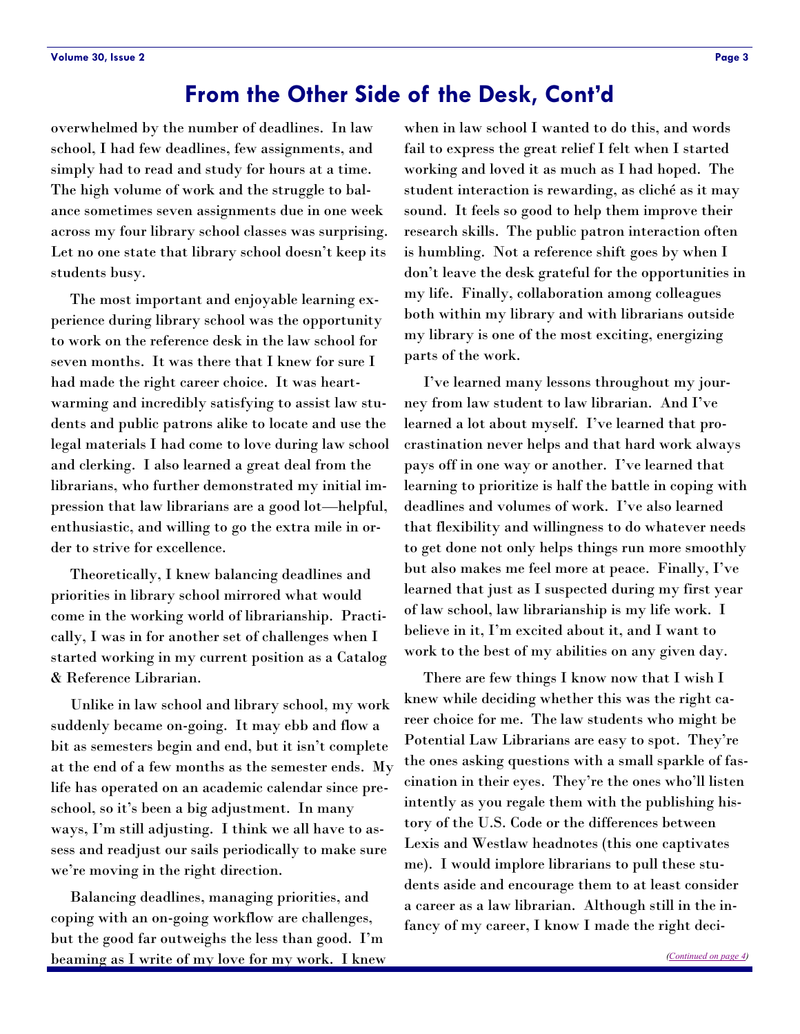## From the Other Side of the Desk, Cont'd

overwhelmed by the number of deadlines. In law school, I had few deadlines, few assignments, and simply had to read and study for hours at a time. The high volume of work and the struggle to balance sometimes seven assignments due in one week across my four library school classes was surprising. Let no one state that library school doesn't keep its students busy.

The most important and enjoyable learning experience during library school was the opportunity to work on the reference desk in the law school for seven months. It was there that I knew for sure I had made the right career choice. It was heartwarming and incredibly satisfying to assist law students and public patrons alike to locate and use the legal materials I had come to love during law school and clerking. I also learned a great deal from the librarians, who further demonstrated my initial impression that law librarians are a good lot—helpful, enthusiastic, and willing to go the extra mile in order to strive for excellence.

Theoretically, I knew balancing deadlines and priorities in library school mirrored what would come in the working world of librarianship. Practically, I was in for another set of challenges when I started working in my current position as a Catalog & Reference Librarian.

Unlike in law school and library school, my work suddenly became on-going. It may ebb and flow a bit as semesters begin and end, but it isn't complete at the end of a few months as the semester ends. My life has operated on an academic calendar since preschool, so it's been a big adjustment. In many ways, I'm still adjusting. I think we all have to assess and readjust our sails periodically to make sure we're moving in the right direction.

Balancing deadlines, managing priorities, and coping with an on-going workflow are challenges, but the good far outweighs the less than good. I'm beaming as I write of my love for my work. I knew when in law school I wanted to do this, and words fail to express the great relief I felt when I started working and loved it as much as I had hoped. The student interaction is rewarding, as cliché as it may sound. It feels so good to help them improve their research skills. The public patron interaction often is humbling. Not a reference shift goes by when I don't leave the desk grateful for the opportunities in my life. Finally, collaboration among colleagues both within my library and with librarians outside my library is one of the most exciting, energizing parts of the work.

I've learned many lessons throughout my journey from law student to law librarian. And I've learned a lot about myself. I've learned that procrastination never helps and that hard work always pays off in one way or another. I've learned that learning to prioritize is half the battle in coping with deadlines and volumes of work. I've also learned that flexibility and willingness to do whatever needs to get done not only helps things run more smoothly but also makes me feel more at peace. Finally, I've learned that just as I suspected during my first year of law school, law librarianship is my life work. I believe in it, I'm excited about it, and I want to work to the best of my abilities on any given day.

There are few things I know now that I wish I knew while deciding whether this was the right career choice for me. The law students who might be Potential Law Librarians are easy to spot. They're the ones asking questions with a small sparkle of fascination in their eyes. They're the ones who'll listen intently as you regale them with the publishing history of the U.S. Code or the differences between Lexis and Westlaw headnotes (this one captivates me). I would implore librarians to pull these students aside and encourage them to at least consider a career as a law librarian. Although still in the infancy of my career, I know I made the right deci-

*(Continued on page 4)*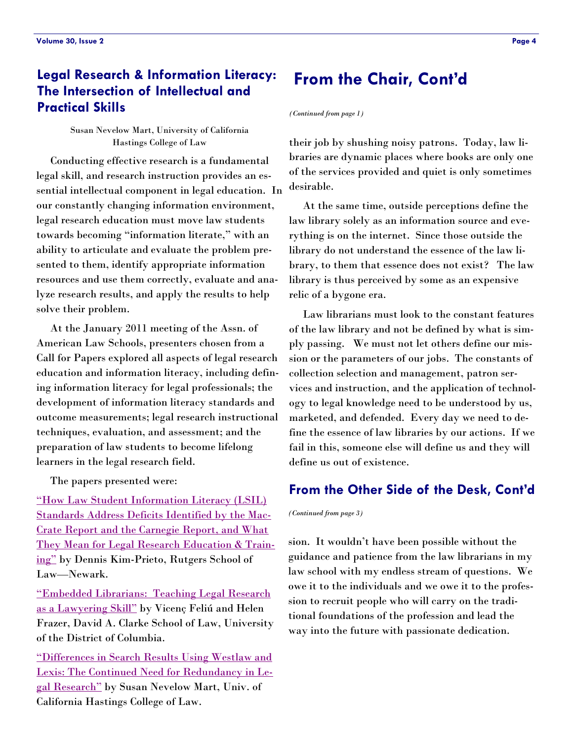## Legal Research & Information Literacy: The Intersection of Intellectual and Practical Skills

Susan Nevelow Mart, University of California Hastings College of Law

Conducting effective research is a fundamental legal skill, and research instruction provides an essential intellectual component in legal education. In our constantly changing information environment, legal research education must move law students towards becoming "information literate," with an ability to articulate and evaluate the problem presented to them, identify appropriate information resources and use them correctly, evaluate and analyze research results, and apply the results to help solve their problem.

At the January 2011 meeting of the Assn. of American Law Schools, presenters chosen from a Call for Papers explored all aspects of legal research education and information literacy, including defining information literacy for legal professionals; the development of information literacy standards and outcome measurements; legal research instructional techniques, evaluation, and assessment; and the preparation of law students to become lifelong learners in the legal research field.

The papers presented were:

"How Law Student Information Literacy (LSIL) Standards Address Deficits Identified by the MacCrate Report and the Carnegie Report, and What They Mean for Legal Research Education & Training" by Dennis Kim-Prieto, Rutgers School of Law—Newark.

"Embedded Librarians: Teaching Legal Research as a Lawyering Skill" by Vicenç Feliú and Helen Frazer, David A. Clarke School of Law, University of the District of Columbia.

"Differences in Search Results Using Westlaw and Lexis: The Continued Need for Redundancy in Legal Research" by Susan Nevelow Mart, Univ. of California Hastings College of Law.

## From the Chair, Cont'd

*(Continued from page 1)*

their job by shushing noisy patrons. Today, law libraries are dynamic places where books are only one of the services provided and quiet is only sometimes desirable.

At the same time, outside perceptions define the law library solely as an information source and everything is on the internet. Since those outside the library do not understand the essence of the law library, to them that essence does not exist? The law library is thus perceived by some as an expensive relic of a bygone era.

Law librarians must look to the constant features of the law library and not be defined by what is simply passing. We must not let others define our mission or the parameters of our jobs. The constants of collection selection and management, patron services and instruction, and the application of technology to legal knowledge need to be understood by us, marketed, and defended. Every day we need to define the essence of law libraries by our actions. If we fail in this, someone else will define us and they will define us out of existence.

## From the Other Side of the Desk, Cont'd

*(Continued from page 3)*

sion. It wouldn't have been possible without the guidance and patience from the law librarians in my law school with my endless stream of questions. We owe it to the individuals and we owe it to the profession to recruit people who will carry on the traditional foundations of the profession and lead the way into the future with passionate dedication.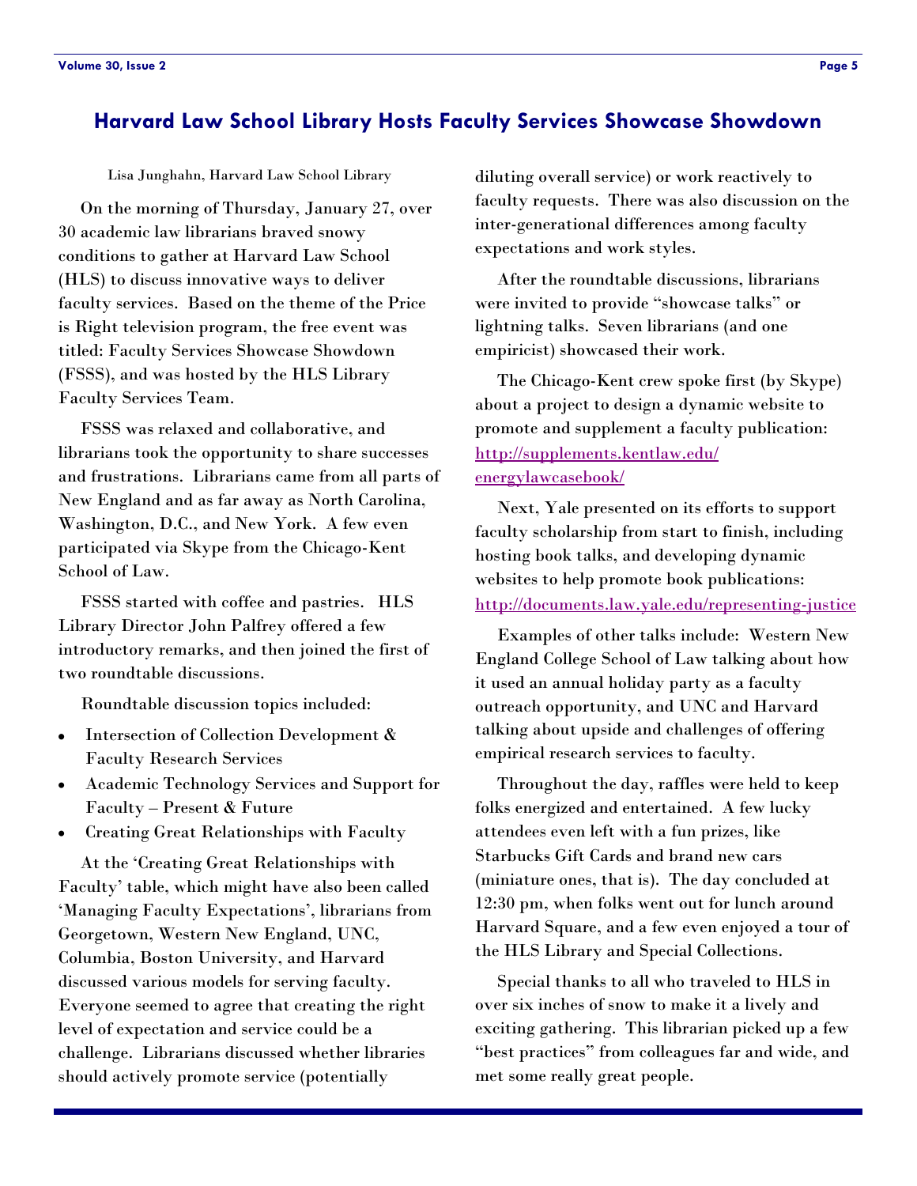## Harvard Law School Library Hosts Faculty Services Showcase Showdown

Lisa Junghahn, Harvard Law School Library

On the morning of Thursday, January 27, over 30 academic law librarians braved snowy conditions to gather at Harvard Law School (HLS) to discuss innovative ways to deliver faculty services. Based on the theme of the Price is Right television program, the free event was titled: Faculty Services Showcase Showdown (FSSS), and was hosted by the HLS Library Faculty Services Team.

FSSS was relaxed and collaborative, and librarians took the opportunity to share successes and frustrations. Librarians came from all parts of New England and as far away as North Carolina, Washington, D.C., and New York. A few even participated via Skype from the Chicago-Kent School of Law.

FSSS started with coffee and pastries. HLS Library Director John Palfrey offered a few introductory remarks, and then joined the first of two roundtable discussions.

Roundtable discussion topics included:

- Intersection of Collection Development & Faculty Research Services
- Academic Technology Services and Support for Faculty – Present & Future
- Creating Great Relationships with Faculty

At the 'Creating Great Relationships with Faculty' table, which might have also been called 'Managing Faculty Expectations', librarians from Georgetown, Western New England, UNC, Columbia, Boston University, and Harvard discussed various models for serving faculty. Everyone seemed to agree that creating the right level of expectation and service could be a challenge. Librarians discussed whether libraries should actively promote service (potentially diluting overall service) or work reactively to faculty requests. There was also discussion on the inter-generational differences among faculty expectations and work styles.

After the roundtable discussions, librarians were invited to provide "showcase talks" or lightning talks. Seven librarians (and one empiricist) showcased their work.

The Chicago-Kent crew spoke first (by Skype) about a project to design a dynamic website to promote and supplement a faculty publication: [http://supplements.kentlaw.edu/energylawcasebook/](http://supplements.kentlaw.edu/energylawcasebook/)

Next, Yale presented on its efforts to support faculty scholarship from start to finish, including hosting book talks, and developing dynamic websites to help promote book publications: [http://documents.law.yale.edu/representing-justice](http://documents.law.yale.edu/representing-justice)

Examples of other talks include: Western New England College School of Law talking about how it used an annual holiday party as a faculty outreach opportunity, and UNC and Harvard talking about upside and challenges of offering empirical research services to faculty.

Throughout the day, raffles were held to keep folks energized and entertained. A few lucky attendees even left with a fun prizes, like Starbucks Gift Cards and brand new cars (miniature ones, that is). The day concluded at 12:30 pm, when folks went out for lunch around Harvard Square, and a few even enjoyed a tour of the HLS Library and Special Collections.

Special thanks to all who traveled to HLS in over six inches of snow to make it a lively and exciting gathering. This librarian picked up a few "best practices" from colleagues far and wide, and met some really great people.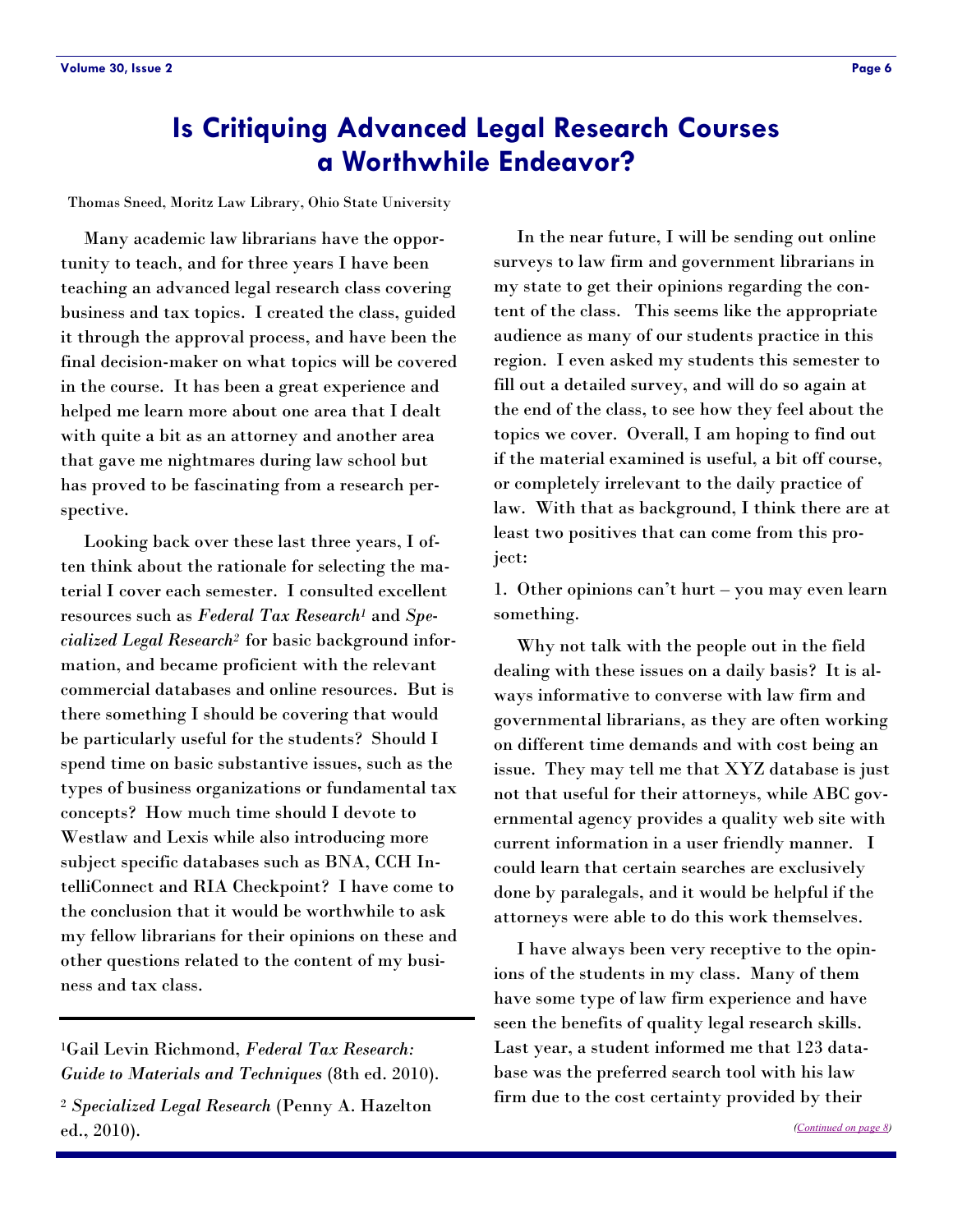# Is Critiquing Advanced Legal Research Courses a Worthwhile Endeavor?

Thomas Sneed, Moritz Law Library, Ohio State University

Many academic law librarians have the opportunity to teach, and for three years I have been teaching an advanced legal research class covering business and tax topics. I created the class, guided it through the approval process, and have been the final decision-maker on what topics will be covered in the course. It has been a great experience and helped me learn more about one area that I dealt with quite a bit as an attorney and another area that gave me nightmares during law school but has proved to be fascinating from a research perspective.

Looking back over these last three years, I often think about the rationale for selecting the material I cover each semester. I consulted excellent resources such as *Federal Tax Research*[1] and *Specialized Legal Research*[2] for basic background information, and became proficient with the relevant commercial databases and online resources. But is there something I should be covering that would be particularly useful for the students? Should I spend time on basic substantive issues, such as the types of business organizations or fundamental tax concepts? How much time should I devote to Westlaw and Lexis while also introducing more subject specific databases such as BNA, CCH IntelliConnect and RIA Checkpoint? I have come to the conclusion that it would be worthwhile to ask my fellow librarians for their opinions on these and other questions related to the content of my business and tax class.

In the near future, I will be sending out online surveys to law firm and government librarians in my state to get their opinions regarding the content of the class. This seems like the appropriate audience as many of our students practice in this region. I even asked my students this semester to fill out a detailed survey, and will do so again at the end of the class, to see how they feel about the topics we cover. Overall, I am hoping to find out if the material examined is useful, a bit off course, or completely irrelevant to the daily practice of law. With that as background, I think there are at least two positives that can come from this project:

1. Other opinions can't hurt – you may even learn something.

Why not talk with the people out in the field dealing with these issues on a daily basis? It is always informative to converse with law firm and governmental librarians, as they are often working on different time demands and with cost being an issue. They may tell me that XYZ database is just not that useful for their attorneys, while ABC governmental agency provides a quality web site with current information in a user friendly manner. I could learn that certain searches are exclusively done by paralegals, and it would be helpful if the attorneys were able to do this work themselves.

I have always been very receptive to the opinions of the students in my class. Many of them have some type of law firm experience and have seen the benefits of quality legal research skills. Last year, a student informed me that 123 database was the preferred search tool with his law firm due to the cost certainty provided by their

*(Continued on page 8)*

---

[1] Gail Levin Richmond, *Federal Tax Research: Guide to Materials and Techniques* (8th ed. 2010).

[2] *Specialized Legal Research* (Penny A. Hazelton ed., 2010).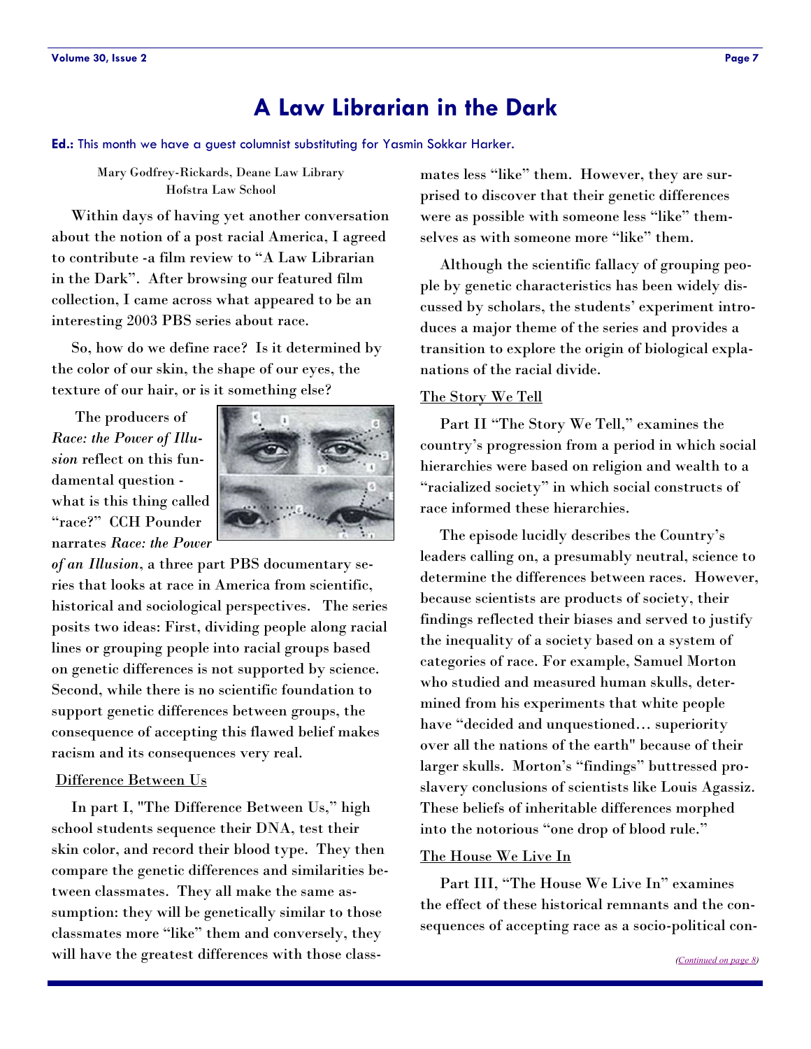# A Law Librarian in the Dark

**Ed.:** This month we have a guest columnist substituting for Yasmin Sokkar Harker.

Mary Godfrey-Rickards, Deane Law Library
Hofstra Law School

Within days of having yet another conversation about the notion of a post racial America, I agreed to contribute -a film review to "A Law Librarian in the Dark". After browsing our featured film collection, I came across what appeared to be an interesting 2003 PBS series about race.

So, how do we define race? Is it determined by the color of our skin, the shape of our eyes, the texture of our hair, or is it something else?

The producers of *Race: the Power of Illusion* reflect on this fundamental question - what is this thing called "race?" CCH Pounder narrates *Race: the Power of an Illusion*, a three part PBS documentary series that looks at race in America from scientific, historical and sociological perspectives. The series posits two ideas: First, dividing people along racial lines or grouping people into racial groups based on genetic differences is not supported by science. Second, while there is no scientific foundation to support genetic differences between groups, the consequence of accepting this flawed belief makes racism and its consequences very real.

## Difference Between Us

In part I, "The Difference Between Us," high school students sequence their DNA, test their skin color, and record their blood type. They then compare the genetic differences and similarities between classmates. They all make the same assumption: they will be genetically similar to those classmates more "like" them and conversely, they will have the greatest differences with those classmates less "like" them. However, they are surprised to discover that their genetic differences were as possible with someone less "like" themselves as with someone more "like" them.

Although the scientific fallacy of grouping people by genetic characteristics has been widely discussed by scholars, the students' experiment introduces a major theme of the series and provides a transition to explore the origin of biological explanations of the racial divide.

## The Story We Tell

Part II "The Story We Tell," examines the country's progression from a period in which social hierarchies were based on religion and wealth to a "racialized society" in which social constructs of race informed these hierarchies.

The episode lucidly describes the Country's leaders calling on, a presumably neutral, science to determine the differences between races. However, because scientists are products of society, their findings reflected their biases and served to justify the inequality of a society based on a system of categories of race. For example, Samuel Morton who studied and measured human skulls, determined from his experiments that white people have "decided and unquestioned… superiority over all the nations of the earth" because of their larger skulls. Morton's "findings" buttressed proslavery conclusions of scientists like Louis Agassiz. These beliefs of inheritable differences morphed into the notorious "one drop of blood rule."

## The House We Live In

Part III, "The House We Live In" examines the effect of these historical remnants and the consequences of accepting race as a socio-political con-

*(Continued on page 8)*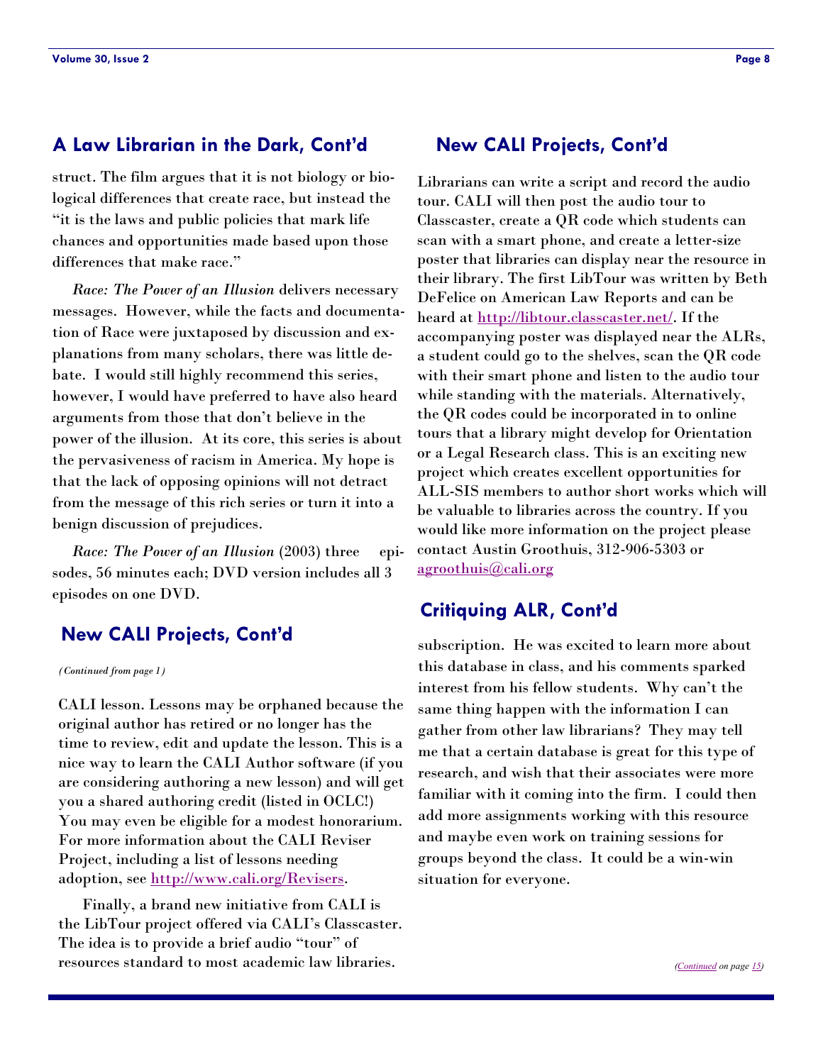## A Law Librarian in the Dark, Cont'd

struct. The film argues that it is not biology or biological differences that create race, but instead the "it is the laws and public policies that mark life chances and opportunities made based upon those differences that make race."

*Race: The Power of an Illusion* delivers necessary messages. However, while the facts and documentation of Race were juxtaposed by discussion and explanations from many scholars, there was little debate. I would still highly recommend this series, however, I would have preferred to have also heard arguments from those that don't believe in the power of the illusion. At its core, this series is about the pervasiveness of racism in America. My hope is that the lack of opposing opinions will not detract from the message of this rich series or turn it into a benign discussion of prejudices.

*Race: The Power of an Illusion* (2003) three episodes, 56 minutes each; DVD version includes all 3 episodes on one DVD.

## New CALI Projects, Cont'd

*(Continued from page 1)*

CALI lesson. Lessons may be orphaned because the original author has retired or no longer has the time to review, edit and update the lesson. This is a nice way to learn the CALI Author software (if you are considering authoring a new lesson) and will get you a shared authoring credit (listed in OCLC!) You may even be eligible for a modest honorarium. For more information about the CALI Reviser Project, including a list of lessons needing adoption, see http://www.cali.org/Revisers.

Finally, a brand new initiative from CALI is the LibTour project offered via CALI's Classcaster. The idea is to provide a brief audio "tour" of resources standard to most academic law libraries.

## New CALI Projects, Cont'd

Librarians can write a script and record the audio tour. CALI will then post the audio tour to Classcaster, create a QR code which students can scan with a smart phone, and create a letter-size poster that libraries can display near the resource in their library. The first LibTour was written by Beth DeFelice on American Law Reports and can be heard at http://libtour.classcaster.net/. If the accompanying poster was displayed near the ALRs, a student could go to the shelves, scan the QR code with their smart phone and listen to the audio tour while standing with the materials. Alternatively, the QR codes could be incorporated in to online tours that a library might develop for Orientation or a Legal Research class. This is an exciting new project which creates excellent opportunities for ALL-SIS members to author short works which will be valuable to libraries across the country. If you would like more information on the project please contact Austin Groothuis, 312-906-5303 or agroothuis@cali.org

## Critiquing ALR, Cont'd

subscription. He was excited to learn more about this database in class, and his comments sparked interest from his fellow students. Why can't the same thing happen with the information I can gather from other law librarians? They may tell me that a certain database is great for this type of research, and wish that their associates were more familiar with it coming into the firm. I could then add more assignments working with this resource and maybe even work on training sessions for groups beyond the class. It could be a win-win situation for everyone.

*(Continued on page 15)*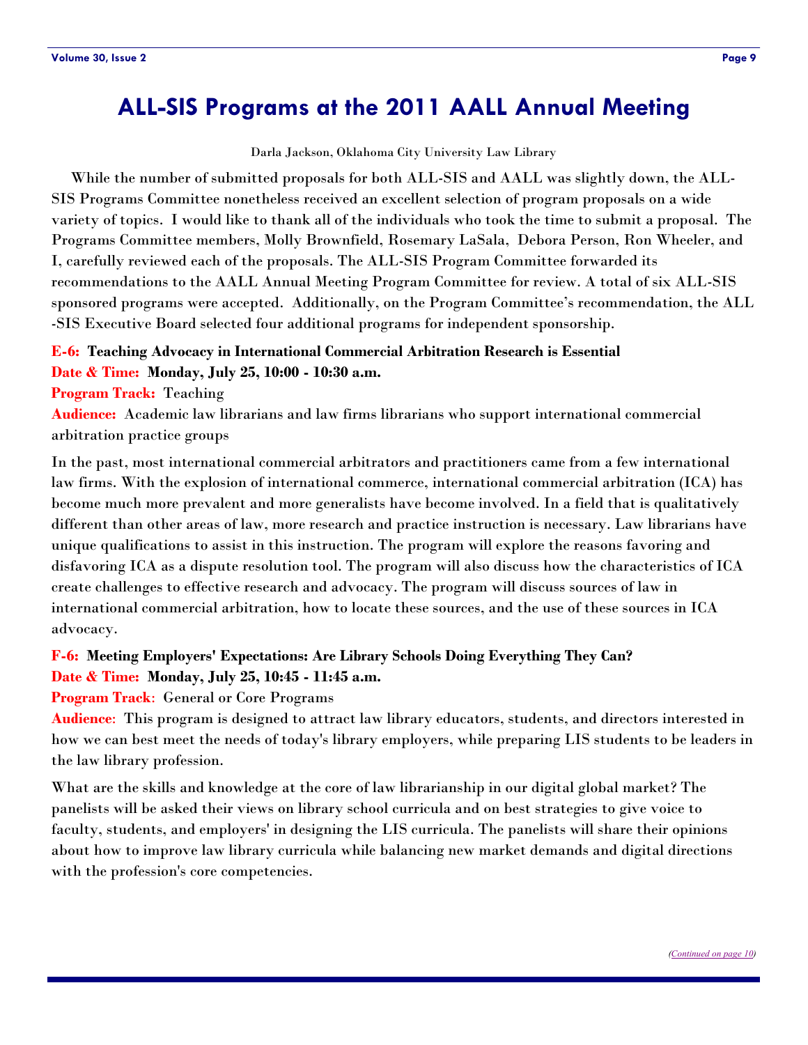# ALL-SIS Programs at the 2011 AALL Annual Meeting

Darla Jackson, Oklahoma City University Law Library

While the number of submitted proposals for both ALL-SIS and AALL was slightly down, the ALL-SIS Programs Committee nonetheless received an excellent selection of program proposals on a wide variety of topics. I would like to thank all of the individuals who took the time to submit a proposal. The Programs Committee members, Molly Brownfield, Rosemary LaSala, Debora Person, Ron Wheeler, and I, carefully reviewed each of the proposals. The ALL-SIS Program Committee forwarded its recommendations to the AALL Annual Meeting Program Committee for review. A total of six ALL-SIS sponsored programs were accepted. Additionally, on the Program Committee's recommendation, the ALL-SIS Executive Board selected four additional programs for independent sponsorship.

**E-6: Teaching Advocacy in International Commercial Arbitration Research is Essential**
**Date & Time: Monday, July 25, 10:00 - 10:30 a.m.**
**Program Track:** Teaching
**Audience:** Academic law librarians and law firms librarians who support international commercial arbitration practice groups

In the past, most international commercial arbitrators and practitioners came from a few international law firms. With the explosion of international commerce, international commercial arbitration (ICA) has become much more prevalent and more generalists have become involved. In a field that is qualitatively different than other areas of law, more research and practice instruction is necessary. Law librarians have unique qualifications to assist in this instruction. The program will explore the reasons favoring and disfavoring ICA as a dispute resolution tool. The program will also discuss how the characteristics of ICA create challenges to effective research and advocacy. The program will discuss sources of law in international commercial arbitration, how to locate these sources, and the use of these sources in ICA advocacy.

**F-6: Meeting Employers' Expectations: Are Library Schools Doing Everything They Can?**
**Date & Time: Monday, July 25, 10:45 - 11:45 a.m.**
**Program Track**: General or Core Programs
**Audience**: This program is designed to attract law library educators, students, and directors interested in how we can best meet the needs of today's library employers, while preparing LIS students to be leaders in the law library profession.

What are the skills and knowledge at the core of law librarianship in our digital global market? The panelists will be asked their views on library school curricula and on best strategies to give voice to faculty, students, and employers' in designing the LIS curricula. The panelists will share their opinions about how to improve law library curricula while balancing new market demands and digital directions with the profession's core competencies.

*(Continued on page 10)*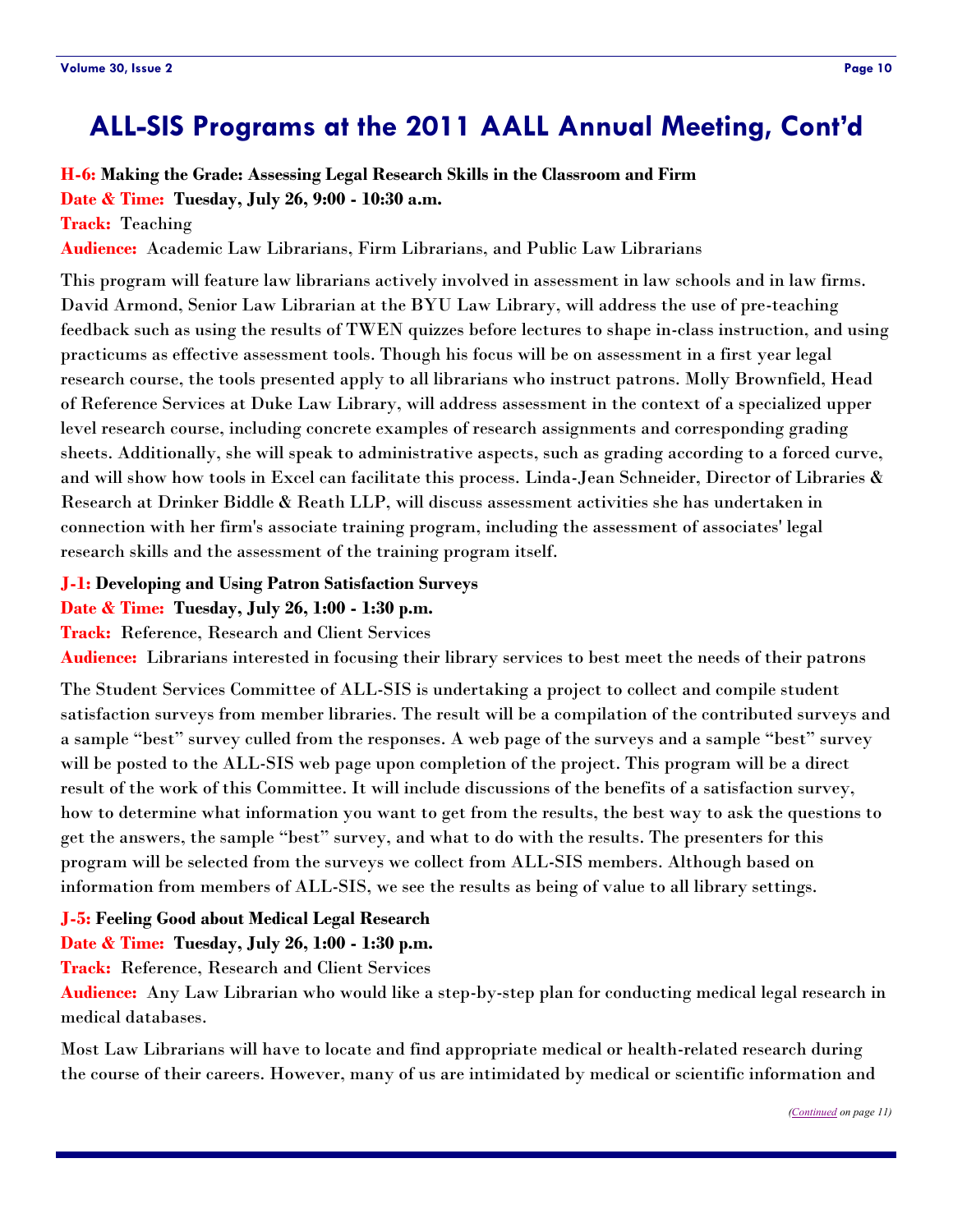# ALL-SIS Programs at the 2011 AALL Annual Meeting, Cont'd

**H-6: Making the Grade: Assessing Legal Research Skills in the Classroom and Firm**
**Date & Time: Tuesday, July 26, 9:00 - 10:30 a.m.**
**Track:** Teaching
**Audience:** Academic Law Librarians, Firm Librarians, and Public Law Librarians

This program will feature law librarians actively involved in assessment in law schools and in law firms. David Armond, Senior Law Librarian at the BYU Law Library, will address the use of pre-teaching feedback such as using the results of TWEN quizzes before lectures to shape in-class instruction, and using practicums as effective assessment tools. Though his focus will be on assessment in a first year legal research course, the tools presented apply to all librarians who instruct patrons. Molly Brownfield, Head of Reference Services at Duke Law Library, will address assessment in the context of a specialized upper level research course, including concrete examples of research assignments and corresponding grading sheets. Additionally, she will speak to administrative aspects, such as grading according to a forced curve, and will show how tools in Excel can facilitate this process. Linda-Jean Schneider, Director of Libraries & Research at Drinker Biddle & Reath LLP, will discuss assessment activities she has undertaken in connection with her firm's associate training program, including the assessment of associates' legal research skills and the assessment of the training program itself.

**J-1: Developing and Using Patron Satisfaction Surveys**
**Date & Time: Tuesday, July 26, 1:00 - 1:30 p.m.**
**Track:** Reference, Research and Client Services
**Audience:** Librarians interested in focusing their library services to best meet the needs of their patrons

The Student Services Committee of ALL-SIS is undertaking a project to collect and compile student satisfaction surveys from member libraries. The result will be a compilation of the contributed surveys and a sample "best" survey culled from the responses. A web page of the surveys and a sample "best" survey will be posted to the ALL-SIS web page upon completion of the project. This program will be a direct result of the work of this Committee. It will include discussions of the benefits of a satisfaction survey, how to determine what information you want to get from the results, the best way to ask the questions to get the answers, the sample "best" survey, and what to do with the results. The presenters for this program will be selected from the surveys we collect from ALL-SIS members. Although based on information from members of ALL-SIS, we see the results as being of value to all library settings.

**J-5: Feeling Good about Medical Legal Research**
**Date & Time: Tuesday, July 26, 1:00 - 1:30 p.m.**
**Track:** Reference, Research and Client Services
**Audience:** Any Law Librarian who would like a step-by-step plan for conducting medical legal research in medical databases.

Most Law Librarians will have to locate and find appropriate medical or health-related research during the course of their careers. However, many of us are intimidated by medical or scientific information and

*(Continued on page 11)*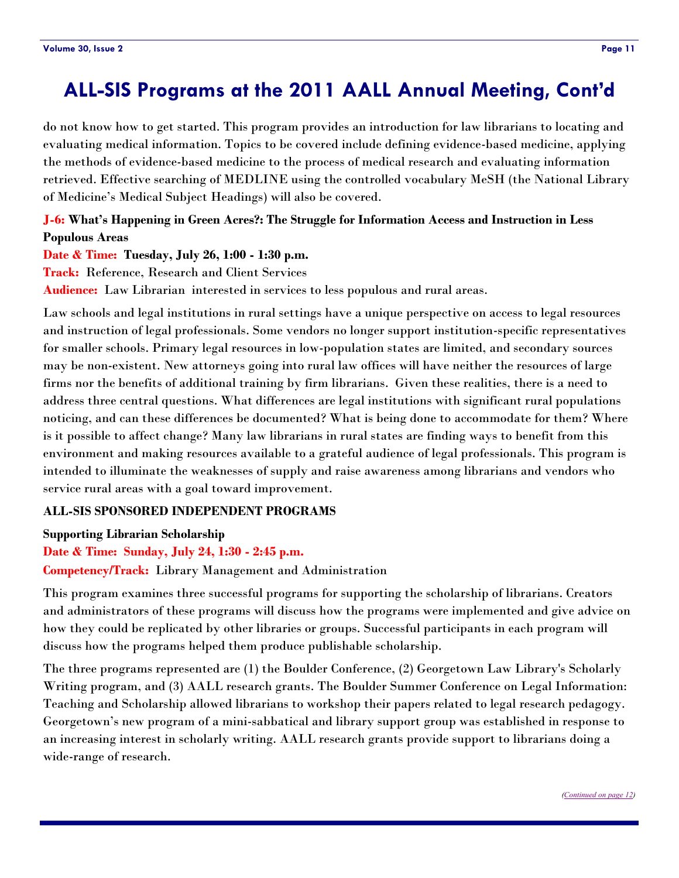# ALL-SIS Programs at the 2011 AALL Annual Meeting, Cont'd

do not know how to get started. This program provides an introduction for law librarians to locating and evaluating medical information. Topics to be covered include defining evidence-based medicine, applying the methods of evidence-based medicine to the process of medical research and evaluating information retrieved. Effective searching of MEDLINE using the controlled vocabulary MeSH (the National Library of Medicine's Medical Subject Headings) will also be covered.

**J-6: What's Happening in Green Acres?: The Struggle for Information Access and Instruction in Less Populous Areas**

**Date & Time: Tuesday, July 26, 1:00 - 1:30 p.m.**

**Track:** Reference, Research and Client Services

**Audience:** Law Librarian interested in services to less populous and rural areas.

Law schools and legal institutions in rural settings have a unique perspective on access to legal resources and instruction of legal professionals. Some vendors no longer support institution-specific representatives for smaller schools. Primary legal resources in low-population states are limited, and secondary sources may be non-existent. New attorneys going into rural law offices will have neither the resources of large firms nor the benefits of additional training by firm librarians. Given these realities, there is a need to address three central questions. What differences are legal institutions with significant rural populations noticing, and can these differences be documented? What is being done to accommodate for them? Where is it possible to affect change? Many law librarians in rural states are finding ways to benefit from this environment and making resources available to a grateful audience of legal professionals. This program is intended to illuminate the weaknesses of supply and raise awareness among librarians and vendors who service rural areas with a goal toward improvement.

**ALL-SIS SPONSORED INDEPENDENT PROGRAMS**

**Supporting Librarian Scholarship**

**Date & Time: Sunday, July 24, 1:30 - 2:45 p.m.**

**Competency/Track:** Library Management and Administration

This program examines three successful programs for supporting the scholarship of librarians. Creators and administrators of these programs will discuss how the programs were implemented and give advice on how they could be replicated by other libraries or groups. Successful participants in each program will discuss how the programs helped them produce publishable scholarship.

The three programs represented are (1) the Boulder Conference, (2) Georgetown Law Library's Scholarly Writing program, and (3) AALL research grants. The Boulder Summer Conference on Legal Information: Teaching and Scholarship allowed librarians to workshop their papers related to legal research pedagogy. Georgetown's new program of a mini-sabbatical and library support group was established in response to an increasing interest in scholarly writing. AALL research grants provide support to librarians doing a wide-range of research.

*(Continued on page 12)*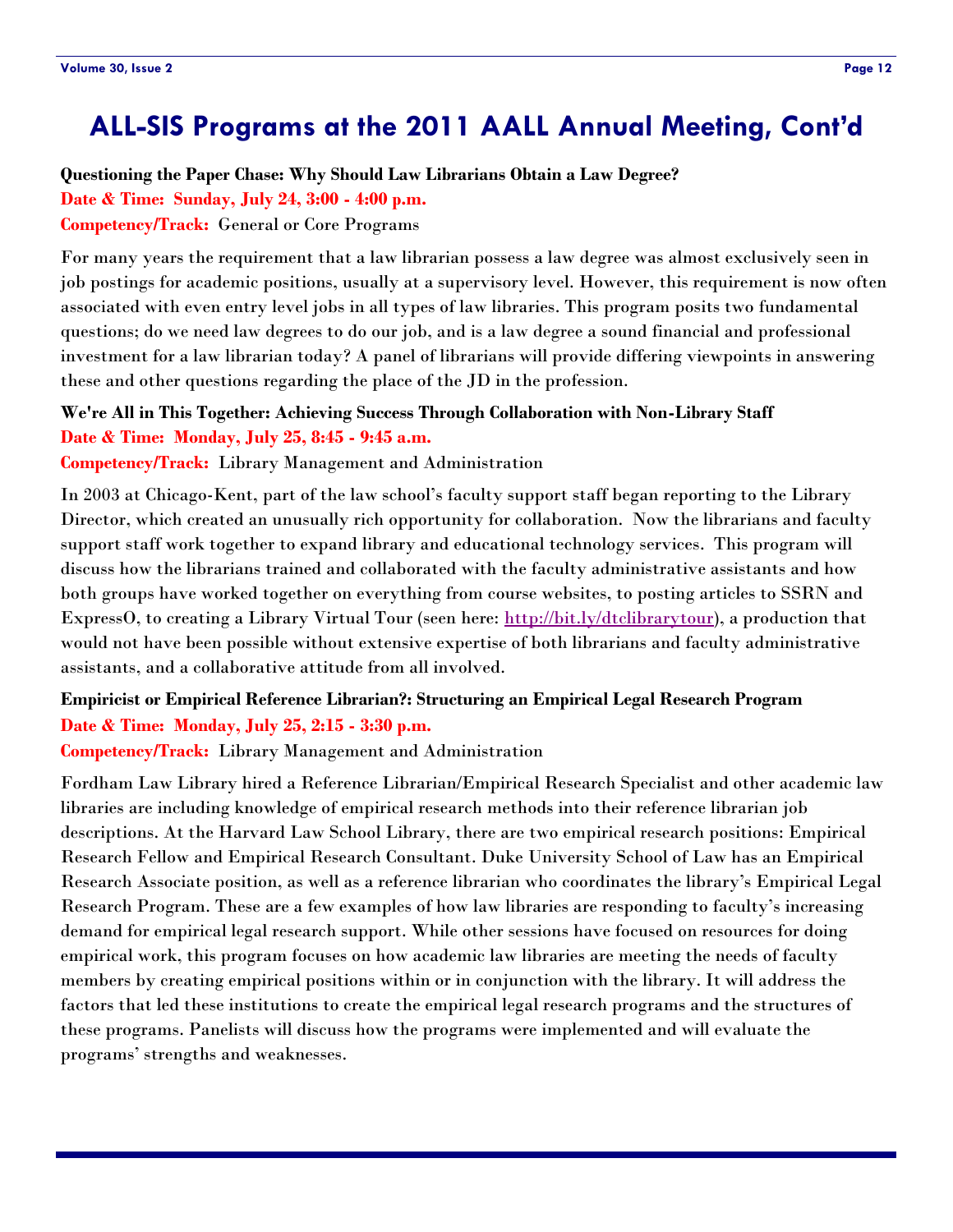# ALL-SIS Programs at the 2011 AALL Annual Meeting, Cont'd

**Questioning the Paper Chase: Why Should Law Librarians Obtain a Law Degree?**

**Date & Time: Sunday, July 24, 3:00 - 4:00 p.m.**

**Competency/Track:** General or Core Programs

For many years the requirement that a law librarian possess a law degree was almost exclusively seen in job postings for academic positions, usually at a supervisory level. However, this requirement is now often associated with even entry level jobs in all types of law libraries. This program posits two fundamental questions; do we need law degrees to do our job, and is a law degree a sound financial and professional investment for a law librarian today? A panel of librarians will provide differing viewpoints in answering these and other questions regarding the place of the JD in the profession.

**We're All in This Together: Achieving Success Through Collaboration with Non-Library Staff**

**Date & Time: Monday, July 25, 8:45 - 9:45 a.m.**

**Competency/Track:** Library Management and Administration

In 2003 at Chicago-Kent, part of the law school's faculty support staff began reporting to the Library Director, which created an unusually rich opportunity for collaboration. Now the librarians and faculty support staff work together to expand library and educational technology services. This program will discuss how the librarians trained and collaborated with the faculty administrative assistants and how both groups have worked together on everything from course websites, to posting articles to SSRN and ExpressO, to creating a Library Virtual Tour (seen here: http://bit.ly/dtclibrarytour), a production that would not have been possible without extensive expertise of both librarians and faculty administrative assistants, and a collaborative attitude from all involved.

**Empiricist or Empirical Reference Librarian?: Structuring an Empirical Legal Research Program**

**Date & Time: Monday, July 25, 2:15 - 3:30 p.m.**

**Competency/Track:** Library Management and Administration

Fordham Law Library hired a Reference Librarian/Empirical Research Specialist and other academic law libraries are including knowledge of empirical research methods into their reference librarian job descriptions. At the Harvard Law School Library, there are two empirical research positions: Empirical Research Fellow and Empirical Research Consultant. Duke University School of Law has an Empirical Research Associate position, as well as a reference librarian who coordinates the library's Empirical Legal Research Program. These are a few examples of how law libraries are responding to faculty's increasing demand for empirical legal research support. While other sessions have focused on resources for doing empirical work, this program focuses on how academic law libraries are meeting the needs of faculty members by creating empirical positions within or in conjunction with the library. It will address the factors that led these institutions to create the empirical legal research programs and the structures of these programs. Panelists will discuss how the programs were implemented and will evaluate the programs' strengths and weaknesses.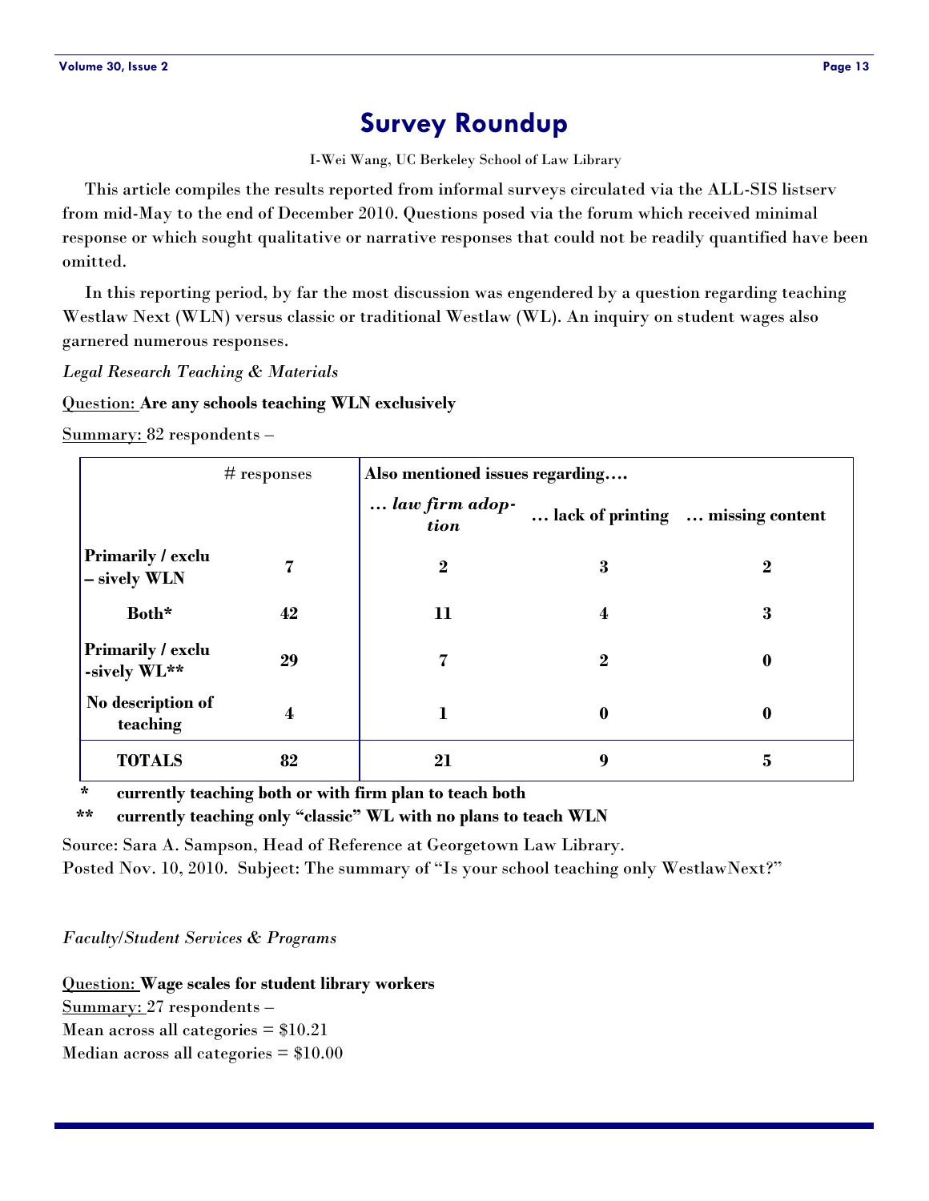# Survey Roundup

I-Wei Wang, UC Berkeley School of Law Library

This article compiles the results reported from informal surveys circulated via the ALL-SIS listserv from mid-May to the end of December 2010. Questions posed via the forum which received minimal response or which sought qualitative or narrative responses that could not be readily quantified have been omitted.

In this reporting period, by far the most discussion was engendered by a question regarding teaching Westlaw Next (WLN) versus classic or traditional Westlaw (WL). An inquiry on student wages also garnered numerous responses.

*Legal Research Teaching & Materials*

Question: **Are any schools teaching WLN exclusively**

Summary: 82 respondents –

| | # responses | Also mentioned issues regarding…. | | |
|---|---|---|---|---|
| | | *… law firm adoption* | … lack of printing | … missing content |
| **Primarily / exclu – sively WLN** | **7** | **2** | **3** | **2** |
| **Both*** | **42** | **11** | **4** | **3** |
| **Primarily / exclu -sively WL**** | **29** | **7** | **2** | **0** |
| **No description of teaching** | **4** | **1** | **0** | **0** |
| **TOTALS** | **82** | **21** | **9** | **5** |

**\*** **currently teaching both or with firm plan to teach both**

**\*\*** **currently teaching only "classic" WL with no plans to teach WLN**

Source: Sara A. Sampson, Head of Reference at Georgetown Law Library.
Posted Nov. 10, 2010. Subject: The summary of "Is your school teaching only WestlawNext?"

*Faculty/Student Services & Programs*

Question: **Wage scales for student library workers**
Summary: 27 respondents –
Mean across all categories = $10.21
Median across all categories = $10.00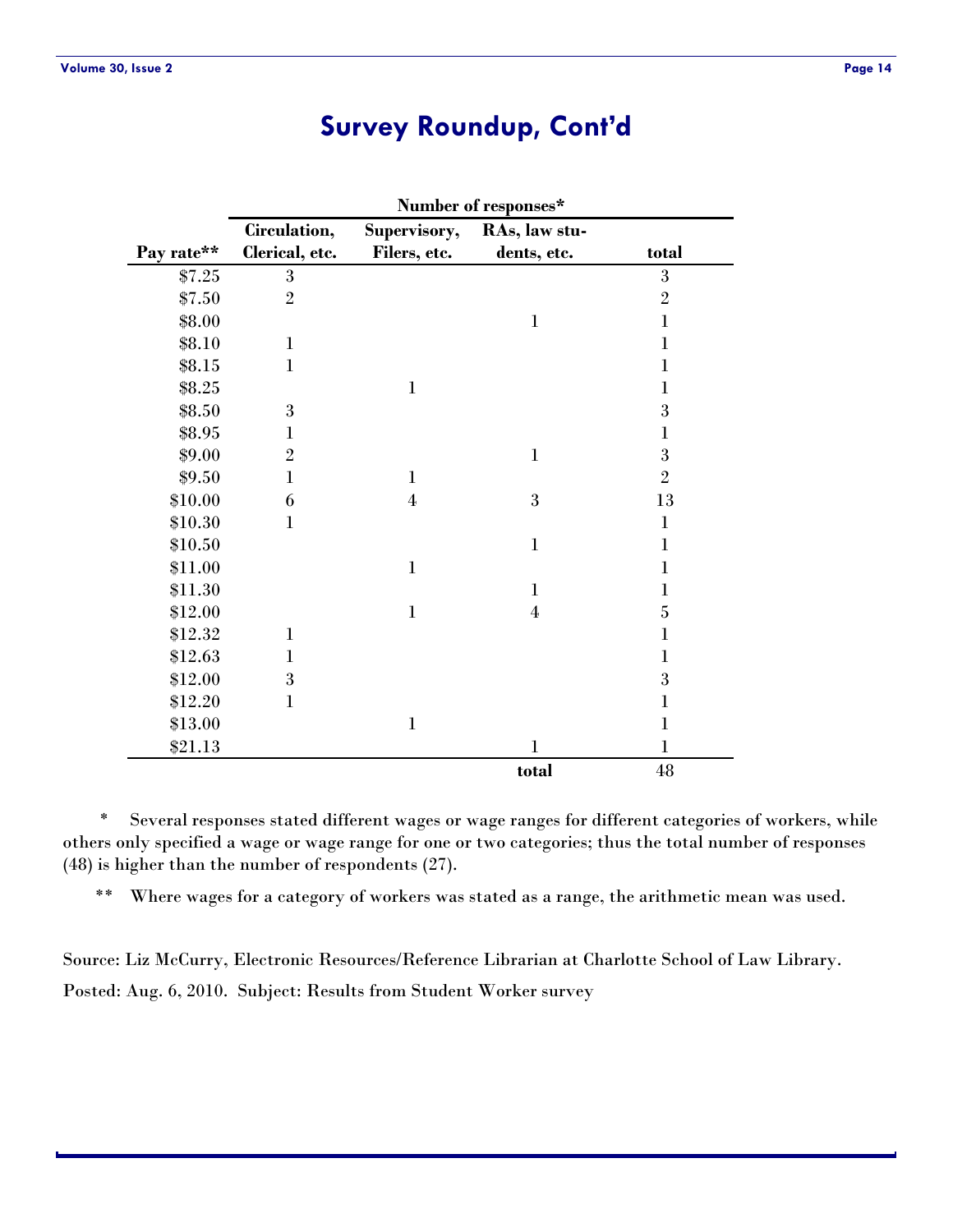# Survey Roundup, Cont'd

| | Number of responses* | | | |
|---|---|---|---|---|
| Pay rate** | Circulation, Clerical, etc. | Supervisory, Filers, etc. | RAs, law students, etc. | total |
| $7.25 | 3 | | | 3 |
| $7.50 | 2 | | | 2 |
| $8.00 | | | 1 | 1 |
| $8.10 | 1 | | | 1 |
| $8.15 | 1 | | | 1 |
| $8.25 | | 1 | | 1 |
| $8.50 | 3 | | | 3 |
| $8.95 | 1 | | | 1 |
| $9.00 | 2 | | 1 | 3 |
| $9.50 | 1 | 1 | | 2 |
| $10.00 | 6 | 4 | 3 | 13 |
| $10.30 | 1 | | | 1 |
| $10.50 | | | 1 | 1 |
| $11.00 | | 1 | | 1 |
| $11.30 | | | 1 | 1 |
| $12.00 | | 1 | 4 | 5 |
| $12.32 | 1 | | | 1 |
| $12.63 | 1 | | | 1 |
| $12.00 | 3 | | | 3 |
| $12.20 | 1 | | | 1 |
| $13.00 | | 1 | | 1 |
| $21.13 | | | 1 | 1 |
| | | | total | 48 |

\* Several responses stated different wages or wage ranges for different categories of workers, while others only specified a wage or wage range for one or two categories; thus the total number of responses (48) is higher than the number of respondents (27).

\*\* Where wages for a category of workers was stated as a range, the arithmetic mean was used.

Source: Liz McCurry, Electronic Resources/Reference Librarian at Charlotte School of Law Library. Posted: Aug. 6, 2010. Subject: Results from Student Worker survey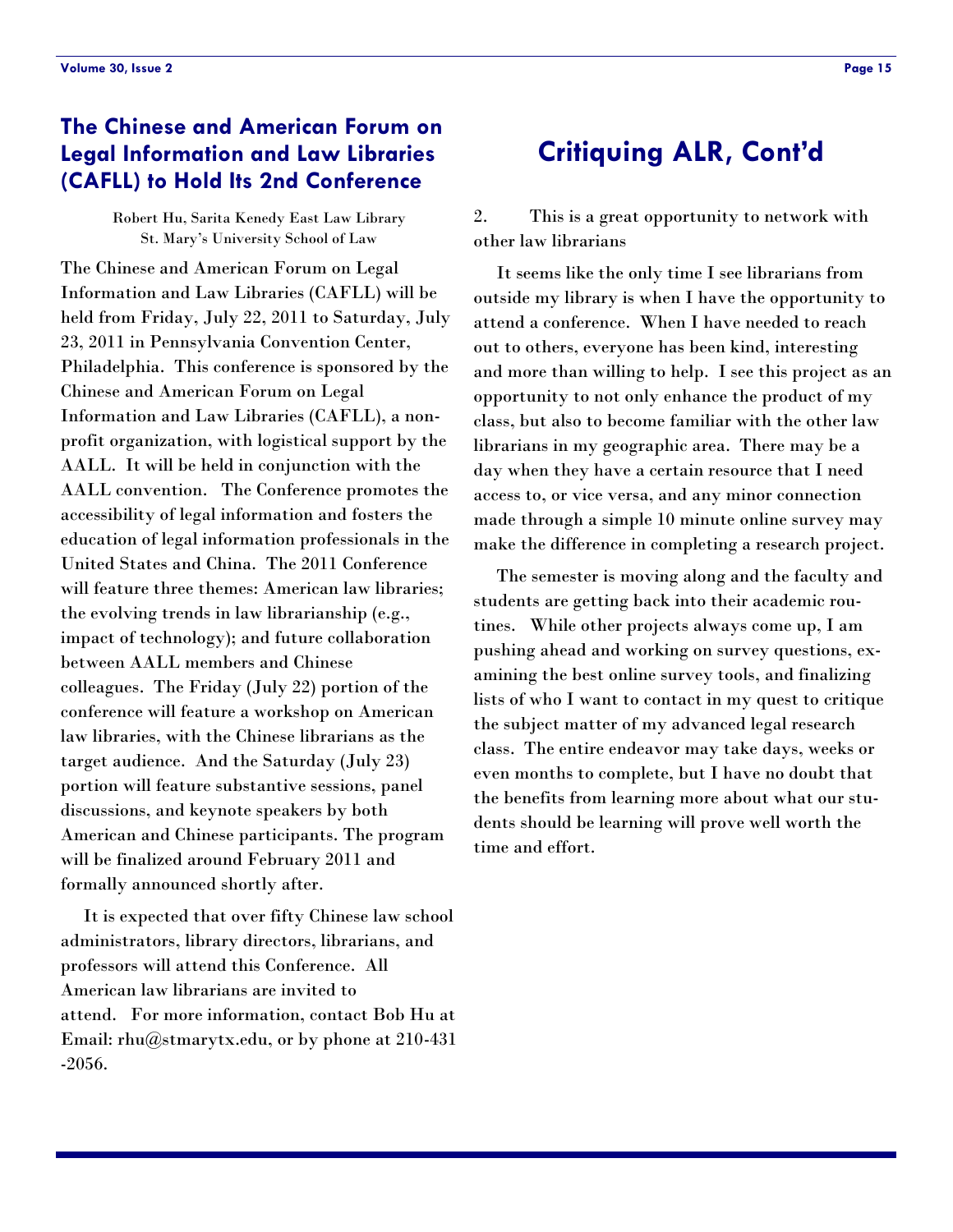## The Chinese and American Forum on Legal Information and Law Libraries (CAFLL) to Hold Its 2nd Conference

Robert Hu, Sarita Kenedy East Law Library
St. Mary's University School of Law

The Chinese and American Forum on Legal Information and Law Libraries (CAFLL) will be held from Friday, July 22, 2011 to Saturday, July 23, 2011 in Pennsylvania Convention Center, Philadelphia. This conference is sponsored by the Chinese and American Forum on Legal Information and Law Libraries (CAFLL), a non-profit organization, with logistical support by the AALL. It will be held in conjunction with the AALL convention. The Conference promotes the accessibility of legal information and fosters the education of legal information professionals in the United States and China. The 2011 Conference will feature three themes: American law libraries; the evolving trends in law librarianship (e.g., impact of technology); and future collaboration between AALL members and Chinese colleagues. The Friday (July 22) portion of the conference will feature a workshop on American law libraries, with the Chinese librarians as the target audience. And the Saturday (July 23) portion will feature substantive sessions, panel discussions, and keynote speakers by both American and Chinese participants. The program will be finalized around February 2011 and formally announced shortly after.

It is expected that over fifty Chinese law school administrators, library directors, librarians, and professors will attend this Conference. All American law librarians are invited to attend. For more information, contact Bob Hu at Email: rhu@stmarytx.edu, or by phone at 210-431-2056.

## Critiquing ALR, Cont'd

2. This is a great opportunity to network with other law librarians

It seems like the only time I see librarians from outside my library is when I have the opportunity to attend a conference. When I have needed to reach out to others, everyone has been kind, interesting and more than willing to help. I see this project as an opportunity to not only enhance the product of my class, but also to become familiar with the other law librarians in my geographic area. There may be a day when they have a certain resource that I need access to, or vice versa, and any minor connection made through a simple 10 minute online survey may make the difference in completing a research project.

The semester is moving along and the faculty and students are getting back into their academic routines. While other projects always come up, I am pushing ahead and working on survey questions, examining the best online survey tools, and finalizing lists of who I want to contact in my quest to critique the subject matter of my advanced legal research class. The entire endeavor may take days, weeks or even months to complete, but I have no doubt that the benefits from learning more about what our students should be learning will prove well worth the time and effort.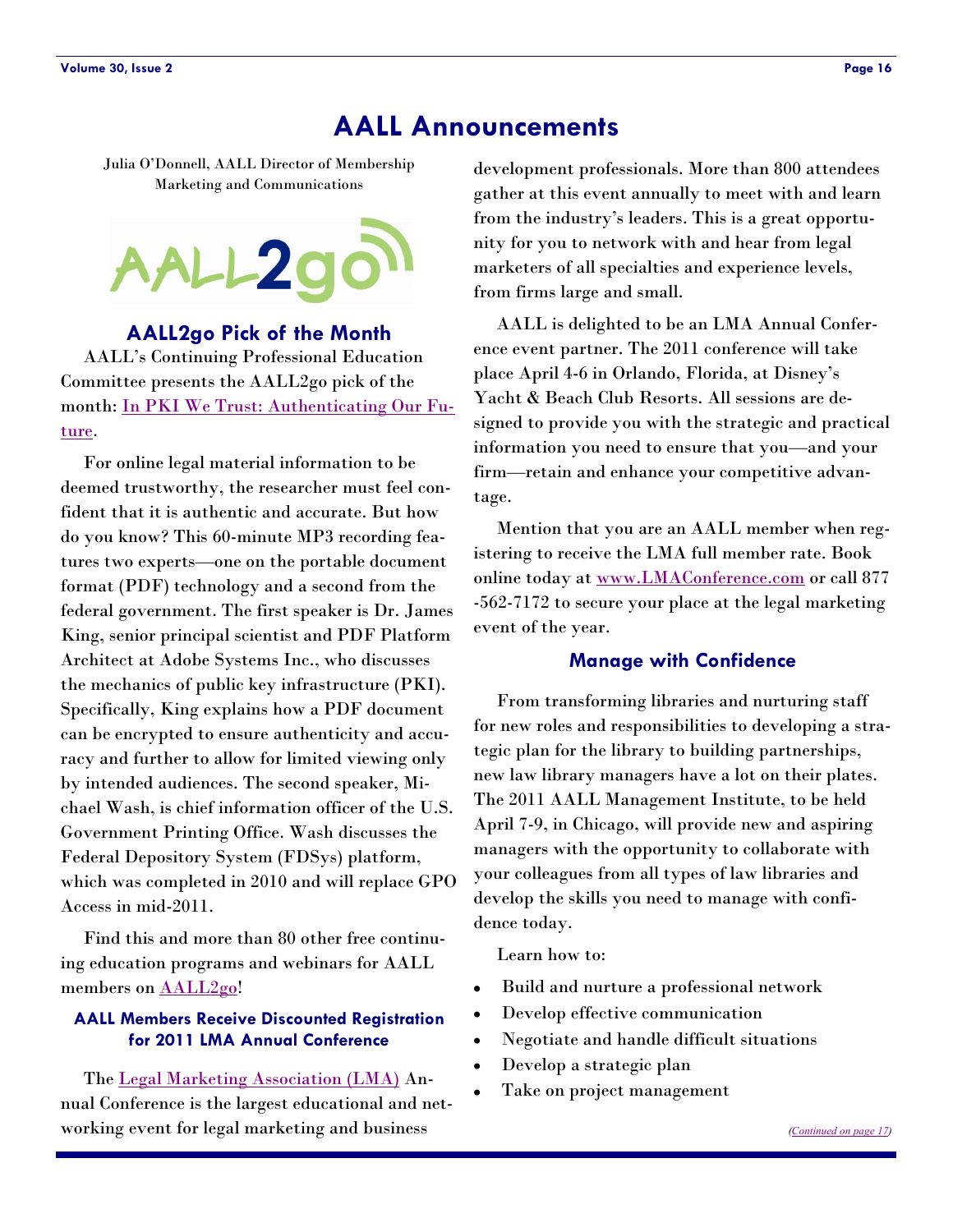# AALL Announcements

Julia O'Donnell, AALL Director of Membership Marketing and Communications

AALL2go

## AALL2go Pick of the Month

AALL's Continuing Professional Education Committee presents the AALL2go pick of the month: In PKI We Trust: Authenticating Our Future.

For online legal material information to be deemed trustworthy, the researcher must feel confident that it is authentic and accurate. But how do you know? This 60-minute MP3 recording features two experts—one on the portable document format (PDF) technology and a second from the federal government. The first speaker is Dr. James King, senior principal scientist and PDF Platform Architect at Adobe Systems Inc., who discusses the mechanics of public key infrastructure (PKI). Specifically, King explains how a PDF document can be encrypted to ensure authenticity and accuracy and further to allow for limited viewing only by intended audiences. The second speaker, Michael Wash, is chief information officer of the U.S. Government Printing Office. Wash discusses the Federal Depository System (FDSys) platform, which was completed in 2010 and will replace GPO Access in mid-2011.

Find this and more than 80 other free continuing education programs and webinars for AALL members on AALL2go!

### AALL Members Receive Discounted Registration for 2011 LMA Annual Conference

The Legal Marketing Association (LMA) Annual Conference is the largest educational and networking event for legal marketing and business development professionals. More than 800 attendees gather at this event annually to meet with and learn from the industry's leaders. This is a great opportunity for you to network with and hear from legal marketers of all specialties and experience levels, from firms large and small.

AALL is delighted to be an LMA Annual Conference event partner. The 2011 conference will take place April 4-6 in Orlando, Florida, at Disney's Yacht & Beach Club Resorts. All sessions are designed to provide you with the strategic and practical information you need to ensure that you—and your firm—retain and enhance your competitive advantage.

Mention that you are an AALL member when registering to receive the LMA full member rate. Book online today at www.LMAConference.com or call 877-562-7172 to secure your place at the legal marketing event of the year.

### Manage with Confidence

From transforming libraries and nurturing staff for new roles and responsibilities to developing a strategic plan for the library to building partnerships, new law library managers have a lot on their plates. The 2011 AALL Management Institute, to be held April 7-9, in Chicago, will provide new and aspiring managers with the opportunity to collaborate with your colleagues from all types of law libraries and develop the skills you need to manage with confidence today.

Learn how to:

- Build and nurture a professional network
- Develop effective communication
- Negotiate and handle difficult situations
- Develop a strategic plan
- Take on project management

*(Continued on page 17)*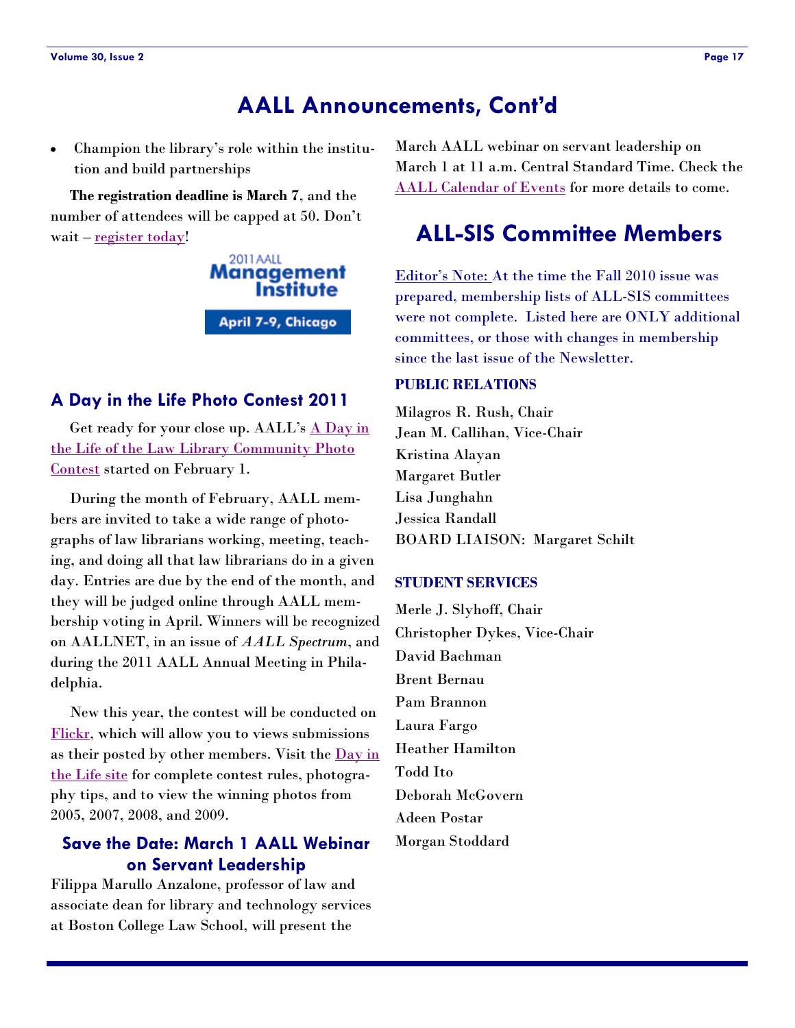# AALL Announcements, Cont'd

- Champion the library's role within the institution and build partnerships

**The registration deadline is March 7**, and the number of attendees will be capped at 50. Don't wait – register today!

2011 AALL Management Institute

April 7-9, Chicago

## A Day in the Life Photo Contest 2011

Get ready for your close up. AALL's A Day in the Life of the Law Library Community Photo Contest started on February 1.

During the month of February, AALL members are invited to take a wide range of photographs of law librarians working, meeting, teaching, and doing all that law librarians do in a given day. Entries are due by the end of the month, and they will be judged online through AALL membership voting in April. Winners will be recognized on AALLNET, in an issue of *AALL Spectrum*, and during the 2011 AALL Annual Meeting in Philadelphia.

New this year, the contest will be conducted on Flickr, which will allow you to views submissions as their posted by other members. Visit the Day in the Life site for complete contest rules, photography tips, and to view the winning photos from 2005, 2007, 2008, and 2009.

## Save the Date: March 1 AALL Webinar on Servant Leadership

Filippa Marullo Anzalone, professor of law and associate dean for library and technology services at Boston College Law School, will present the March AALL webinar on servant leadership on March 1 at 11 a.m. Central Standard Time. Check the AALL Calendar of Events for more details to come.

# ALL-SIS Committee Members

Editor's Note: At the time the Fall 2010 issue was prepared, membership lists of ALL-SIS committees were not complete. Listed here are ONLY additional committees, or those with changes in membership since the last issue of the Newsletter.

### PUBLIC RELATIONS

Milagros R. Rush, Chair
Jean M. Callihan, Vice-Chair
Kristina Alayan
Margaret Butler
Lisa Junghahn
Jessica Randall
BOARD LIAISON: Margaret Schilt

### STUDENT SERVICES

Merle J. Slyhoff, Chair
Christopher Dykes, Vice-Chair
David Bachman
Brent Bernau
Pam Brannon
Laura Fargo
Heather Hamilton
Todd Ito
Deborah McGovern
Adeen Postar
Morgan Stoddard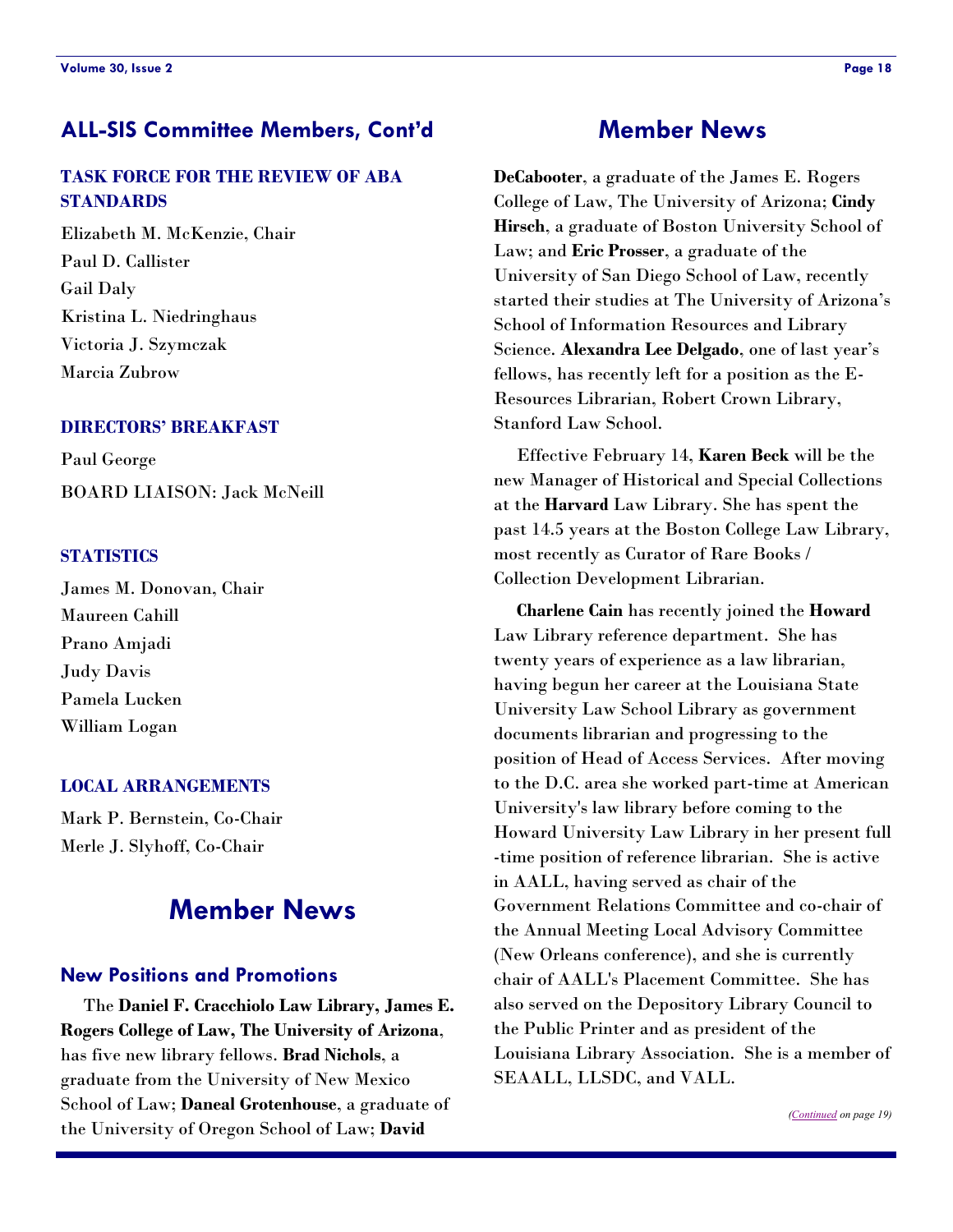## ALL-SIS Committee Members, Cont'd

### TASK FORCE FOR THE REVIEW OF ABA STANDARDS

Elizabeth M. McKenzie, Chair
Paul D. Callister
Gail Daly
Kristina L. Niedringhaus
Victoria J. Szymczak
Marcia Zubrow

### DIRECTORS' BREAKFAST

Paul George
BOARD LIAISON: Jack McNeill

### STATISTICS

James M. Donovan, Chair
Maureen Cahill
Prano Amjadi
Judy Davis
Pamela Lucken
William Logan

### LOCAL ARRANGEMENTS

Mark P. Bernstein, Co-Chair
Merle J. Slyhoff, Co-Chair

## Member News

### New Positions and Promotions

The **Daniel F. Cracchiolo Law Library, James E. Rogers College of Law, The University of Arizona**, has five new library fellows. **Brad Nichols**, a graduate from the University of New Mexico School of Law; **Daneal Grotenhouse**, a graduate of the University of Oregon School of Law; **David DeCabooter**, a graduate of the James E. Rogers College of Law, The University of Arizona; **Cindy Hirsch**, a graduate of Boston University School of Law; and **Eric Prosser**, a graduate of the University of San Diego School of Law, recently started their studies at The University of Arizona's School of Information Resources and Library Science. **Alexandra Lee Delgado**, one of last year's fellows, has recently left for a position as the E-Resources Librarian, Robert Crown Library, Stanford Law School.

Effective February 14, **Karen Beck** will be the new Manager of Historical and Special Collections at the **Harvard** Law Library. She has spent the past 14.5 years at the Boston College Law Library, most recently as Curator of Rare Books / Collection Development Librarian.

**Charlene Cain** has recently joined the **Howard** Law Library reference department. She has twenty years of experience as a law librarian, having begun her career at the Louisiana State University Law School Library as government documents librarian and progressing to the position of Head of Access Services. After moving to the D.C. area she worked part-time at American University's law library before coming to the Howard University Law Library in her present full-time position of reference librarian. She is active in AALL, having served as chair of the Government Relations Committee and co-chair of the Annual Meeting Local Advisory Committee (New Orleans conference), and she is currently chair of AALL's Placement Committee. She has also served on the Depository Library Council to the Public Printer and as president of the Louisiana Library Association. She is a member of SEAALL, LLSDC, and VALL.

*(Continued on page 19)*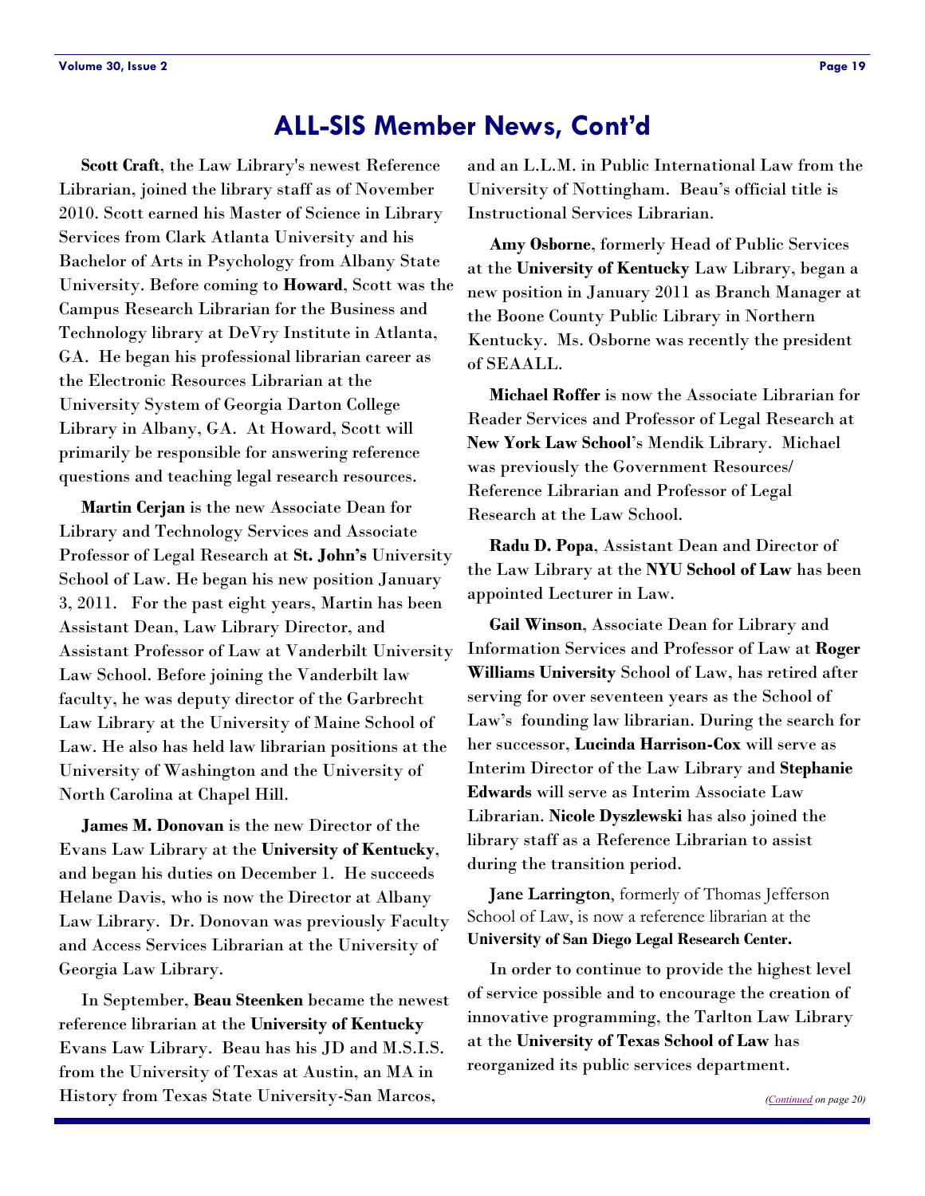## ALL-SIS Member News, Cont'd

**Scott Craft**, the Law Library's newest Reference Librarian, joined the library staff as of November 2010. Scott earned his Master of Science in Library Services from Clark Atlanta University and his Bachelor of Arts in Psychology from Albany State University. Before coming to **Howard**, Scott was the Campus Research Librarian for the Business and Technology library at DeVry Institute in Atlanta, GA. He began his professional librarian career as the Electronic Resources Librarian at the University System of Georgia Darton College Library in Albany, GA. At Howard, Scott will primarily be responsible for answering reference questions and teaching legal research resources.

**Martin Cerjan** is the new Associate Dean for Library and Technology Services and Associate Professor of Legal Research at **St. John's** University School of Law. He began his new position January 3, 2011. For the past eight years, Martin has been Assistant Dean, Law Library Director, and Assistant Professor of Law at Vanderbilt University Law School. Before joining the Vanderbilt law faculty, he was deputy director of the Garbrecht Law Library at the University of Maine School of Law. He also has held law librarian positions at the University of Washington and the University of North Carolina at Chapel Hill.

**James M. Donovan** is the new Director of the Evans Law Library at the **University of Kentucky**, and began his duties on December 1. He succeeds Helane Davis, who is now the Director at Albany Law Library. Dr. Donovan was previously Faculty and Access Services Librarian at the University of Georgia Law Library.

In September, **Beau Steenken** became the newest reference librarian at the **University of Kentucky** Evans Law Library. Beau has his JD and M.S.I.S. from the University of Texas at Austin, an MA in History from Texas State University-San Marcos, and an L.L.M. in Public International Law from the University of Nottingham. Beau's official title is Instructional Services Librarian.

**Amy Osborne**, formerly Head of Public Services at the **University of Kentucky** Law Library, began a new position in January 2011 as Branch Manager at the Boone County Public Library in Northern Kentucky. Ms. Osborne was recently the president of SEAALL.

**Michael Roffer** is now the Associate Librarian for Reader Services and Professor of Legal Research at **New York Law School**'s Mendik Library. Michael was previously the Government Resources/ Reference Librarian and Professor of Legal Research at the Law School.

**Radu D. Popa**, Assistant Dean and Director of the Law Library at the **NYU School of Law** has been appointed Lecturer in Law.

**Gail Winson**, Associate Dean for Library and Information Services and Professor of Law at **Roger Williams University** School of Law, has retired after serving for over seventeen years as the School of Law's founding law librarian. During the search for her successor, **Lucinda Harrison-Cox** will serve as Interim Director of the Law Library and **Stephanie Edwards** will serve as Interim Associate Law Librarian. **Nicole Dyszlewski** has also joined the library staff as a Reference Librarian to assist during the transition period.

**Jane Larrington**, formerly of Thomas Jefferson School of Law, is now a reference librarian at the **University of San Diego Legal Research Center.**

In order to continue to provide the highest level of service possible and to encourage the creation of innovative programming, the Tarlton Law Library at the **University of Texas School of Law** has reorganized its public services department.

*(Continued on page 20)*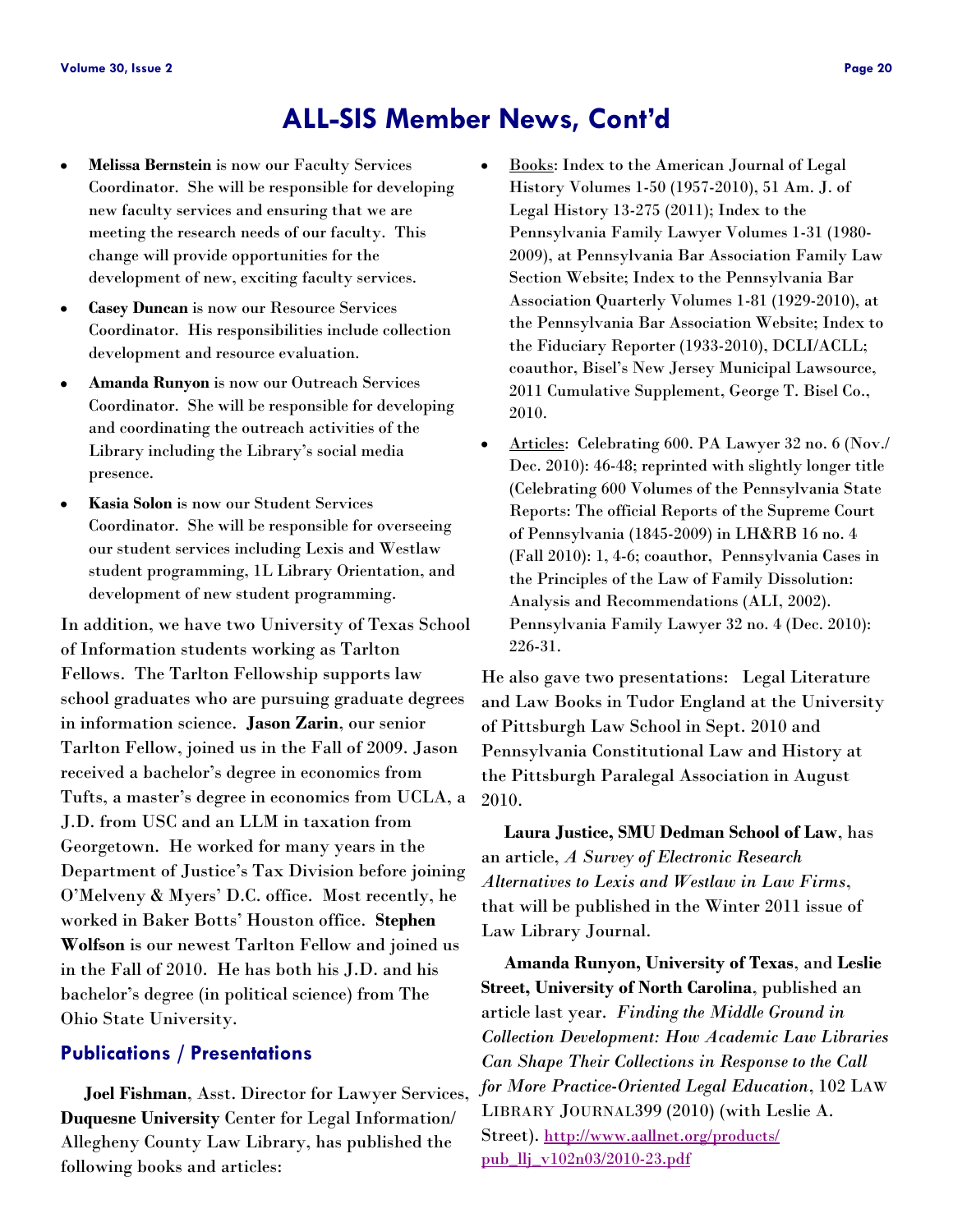## ALL-SIS Member News, Cont'd

- **Melissa Bernstein** is now our Faculty Services Coordinator. She will be responsible for developing new faculty services and ensuring that we are meeting the research needs of our faculty. This change will provide opportunities for the development of new, exciting faculty services.
- **Casey Duncan** is now our Resource Services Coordinator. His responsibilities include collection development and resource evaluation.
- **Amanda Runyon** is now our Outreach Services Coordinator. She will be responsible for developing and coordinating the outreach activities of the Library including the Library's social media presence.
- **Kasia Solon** is now our Student Services Coordinator. She will be responsible for overseeing our student services including Lexis and Westlaw student programming, 1L Library Orientation, and development of new student programming.

In addition, we have two University of Texas School of Information students working as Tarlton Fellows. The Tarlton Fellowship supports law school graduates who are pursuing graduate degrees in information science. **Jason Zarin**, our senior Tarlton Fellow, joined us in the Fall of 2009. Jason received a bachelor's degree in economics from Tufts, a master's degree in economics from UCLA, a J.D. from USC and an LLM in taxation from Georgetown. He worked for many years in the Department of Justice's Tax Division before joining O'Melveny & Myers' D.C. office. Most recently, he worked in Baker Botts' Houston office. **Stephen Wolfson** is our newest Tarlton Fellow and joined us in the Fall of 2010. He has both his J.D. and his bachelor's degree (in political science) from The Ohio State University.

### Publications / Presentations

**Joel Fishman**, Asst. Director for Lawyer Services, **Duquesne University** Center for Legal Information/ Allegheny County Law Library, has published the following books and articles:

- Books: Index to the American Journal of Legal History Volumes 1-50 (1957-2010), 51 Am. J. of Legal History 13-275 (2011); Index to the Pennsylvania Family Lawyer Volumes 1-31 (1980-2009), at Pennsylvania Bar Association Family Law Section Website; Index to the Pennsylvania Bar Association Quarterly Volumes 1-81 (1929-2010), at the Pennsylvania Bar Association Website; Index to the Fiduciary Reporter (1933-2010), DCLI/ACLL; coauthor, Bisel's New Jersey Municipal Lawsource, 2011 Cumulative Supplement, George T. Bisel Co., 2010.
- Articles: Celebrating 600. PA Lawyer 32 no. 6 (Nov./ Dec. 2010): 46-48; reprinted with slightly longer title (Celebrating 600 Volumes of the Pennsylvania State Reports: The official Reports of the Supreme Court of Pennsylvania (1845-2009) in LH&RB 16 no. 4 (Fall 2010): 1, 4-6; coauthor, Pennsylvania Cases in the Principles of the Law of Family Dissolution: Analysis and Recommendations (ALI, 2002). Pennsylvania Family Lawyer 32 no. 4 (Dec. 2010): 226-31.

He also gave two presentations: Legal Literature and Law Books in Tudor England at the University of Pittsburgh Law School in Sept. 2010 and Pennsylvania Constitutional Law and History at the Pittsburgh Paralegal Association in August 2010.

**Laura Justice, SMU Dedman School of Law**, has an article, *A Survey of Electronic Research Alternatives to Lexis and Westlaw in Law Firms*, that will be published in the Winter 2011 issue of Law Library Journal.

**Amanda Runyon, University of Texas**, and **Leslie Street, University of North Carolina**, published an article last year. *Finding the Middle Ground in Collection Development: How Academic Law Libraries Can Shape Their Collections in Response to the Call for More Practice-Oriented Legal Education*, 102 LAW LIBRARY JOURNAL399 (2010) (with Leslie A. Street). http://www.aallnet.org/products/pub_llj_v102n03/2010-23.pdf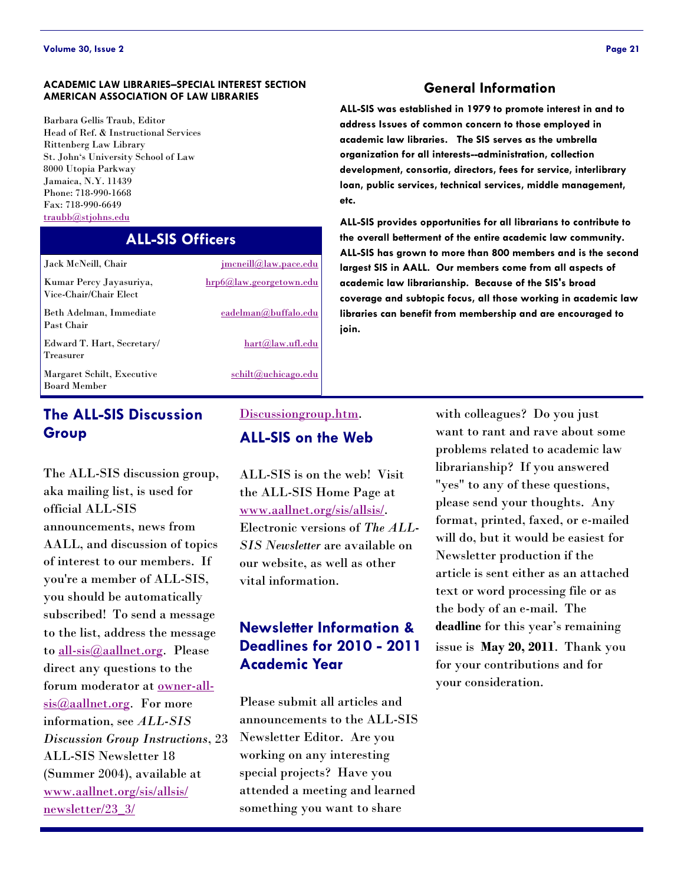**ACADEMIC LAW LIBRARIES–SPECIAL INTEREST SECTION**
**AMERICAN ASSOCIATION OF LAW LIBRARIES**

Barbara Gellis Traub, Editor
Head of Ref. & Instructional Services
Rittenberg Law Library
St. John's University School of Law
8000 Utopia Parkway
Jamaica, N.Y. 11439
Phone: 718-990-1668
Fax: 718-990-6649
traubb@stjohns.edu

## ALL-SIS Officers

| | |
|---|---|
| Jack McNeill, Chair | jmcneill@law.pace.edu |
| Kumar Percy Jayasuriya, Vice-Chair/Chair Elect | hrp6@law.georgetown.edu |
| Beth Adelman, Immediate Past Chair | eadelman@buffalo.edu |
| Edward T. Hart, Secretary/Treasurer | hart@law.ufl.edu |
| Margaret Schilt, Executive Board Member | schilt@uchicago.edu |

## General Information

**ALL-SIS was established in 1979 to promote interest in and to address Issues of common concern to those employed in academic law libraries. The SIS serves as the umbrella organization for all interests--administration, collection development, consortia, directors, fees for service, interlibrary loan, public services, technical services, middle management, etc.**

**ALL-SIS provides opportunities for all librarians to contribute to the overall betterment of the entire academic law community. ALL-SIS has grown to more than 800 members and is the second largest SIS in AALL. Our members come from all aspects of academic law librarianship. Because of the SIS's broad coverage and subtopic focus, all those working in academic law libraries can benefit from membership and are encouraged to join.**

## The ALL-SIS Discussion Group

The ALL-SIS discussion group, aka mailing list, is used for official ALL-SIS announcements, news from AALL, and discussion of topics of interest to our members. If you're a member of ALL-SIS, you should be automatically subscribed! To send a message to the list, address the message to all-sis@aallnet.org. Please direct any questions to the forum moderator at owner-all-sis@aallnet.org. For more information, see *ALL-SIS Discussion Group Instructions*, 23 ALL-SIS Newsletter 18 (Summer 2004), available at www.aallnet.org/sis/allsis/newsletter/23_3/Discussiongroup.htm.

## ALL-SIS on the Web

ALL-SIS is on the web! Visit the ALL-SIS Home Page at www.aallnet.org/sis/allsis/. Electronic versions of *The ALL-SIS Newsletter* are available on our website, as well as other vital information.

## Newsletter Information & Deadlines for 2010 - 2011 Academic Year

Please submit all articles and announcements to the ALL-SIS Newsletter Editor. Are you working on any interesting special projects? Have you attended a meeting and learned something you want to share with colleagues? Do you just want to rant and rave about some problems related to academic law librarianship? If you answered "yes" to any of these questions, please send your thoughts. Any format, printed, faxed, or e-mailed will do, but it would be easiest for Newsletter production if the article is sent either as an attached text or word processing file or as the body of an e-mail. The **deadline** for this year's remaining issue is **May 20, 2011**. Thank you for your contributions and for your consideration.